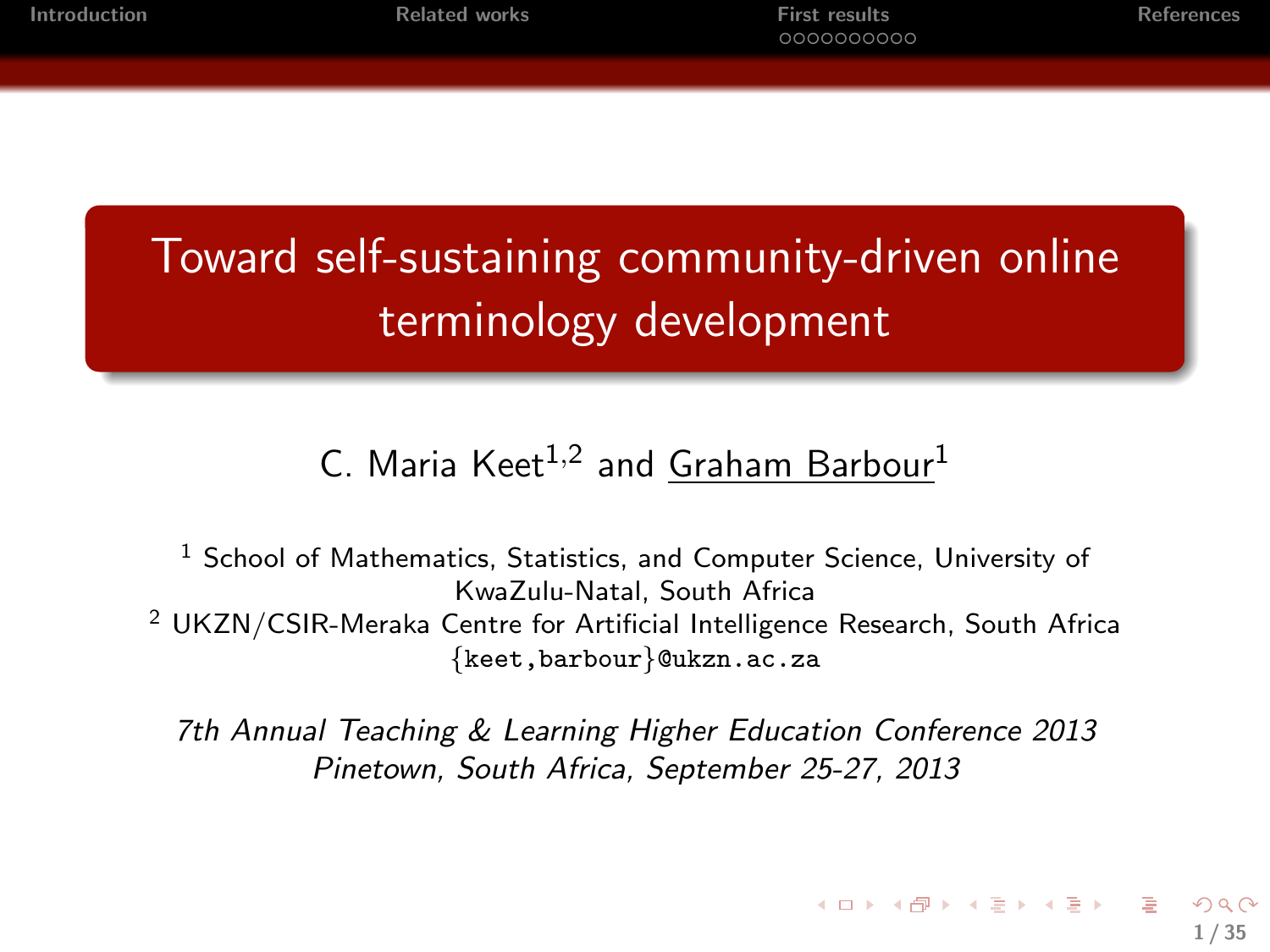# Toward self-sustaining community-driven online terminology development

C. Maria Keet[1,2] and Graham Barbour[1]

[1] School of Mathematics, Statistics, and Computer Science, University of KwaZulu-Natal, South Africa

[2] UKZN/CSIR-Meraka Centre for Artificial Intelligence Research, South Africa

{keet,barbour}@ukzn.ac.za

*7th Annual Teaching & Learning Higher Education Conference 2013*
*Pinetown, South Africa, September 25-27, 2013*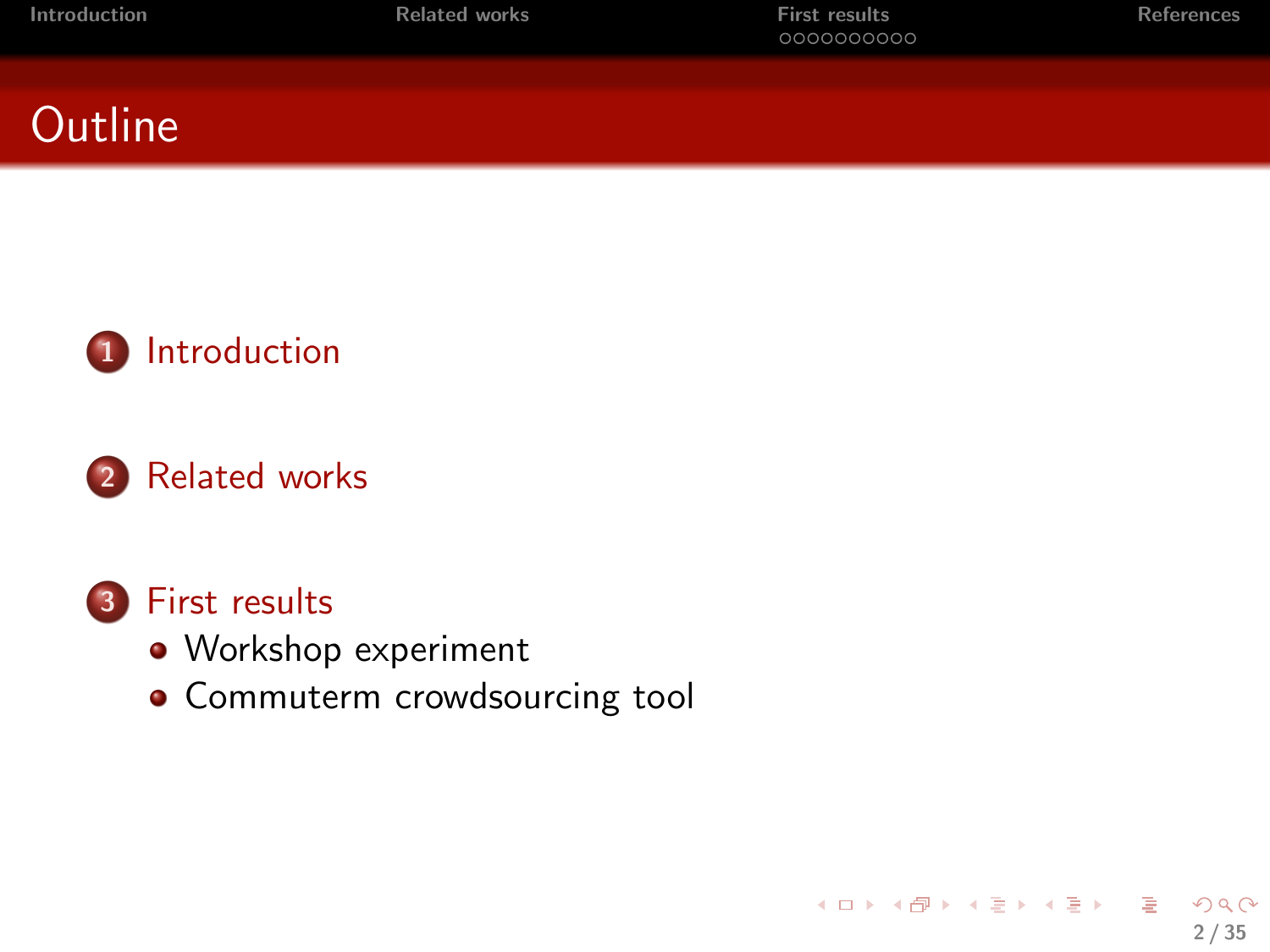# Outline

1. Introduction
2. Related works
3. First results
   - Workshop experiment
   - Commuterm crowdsourcing tool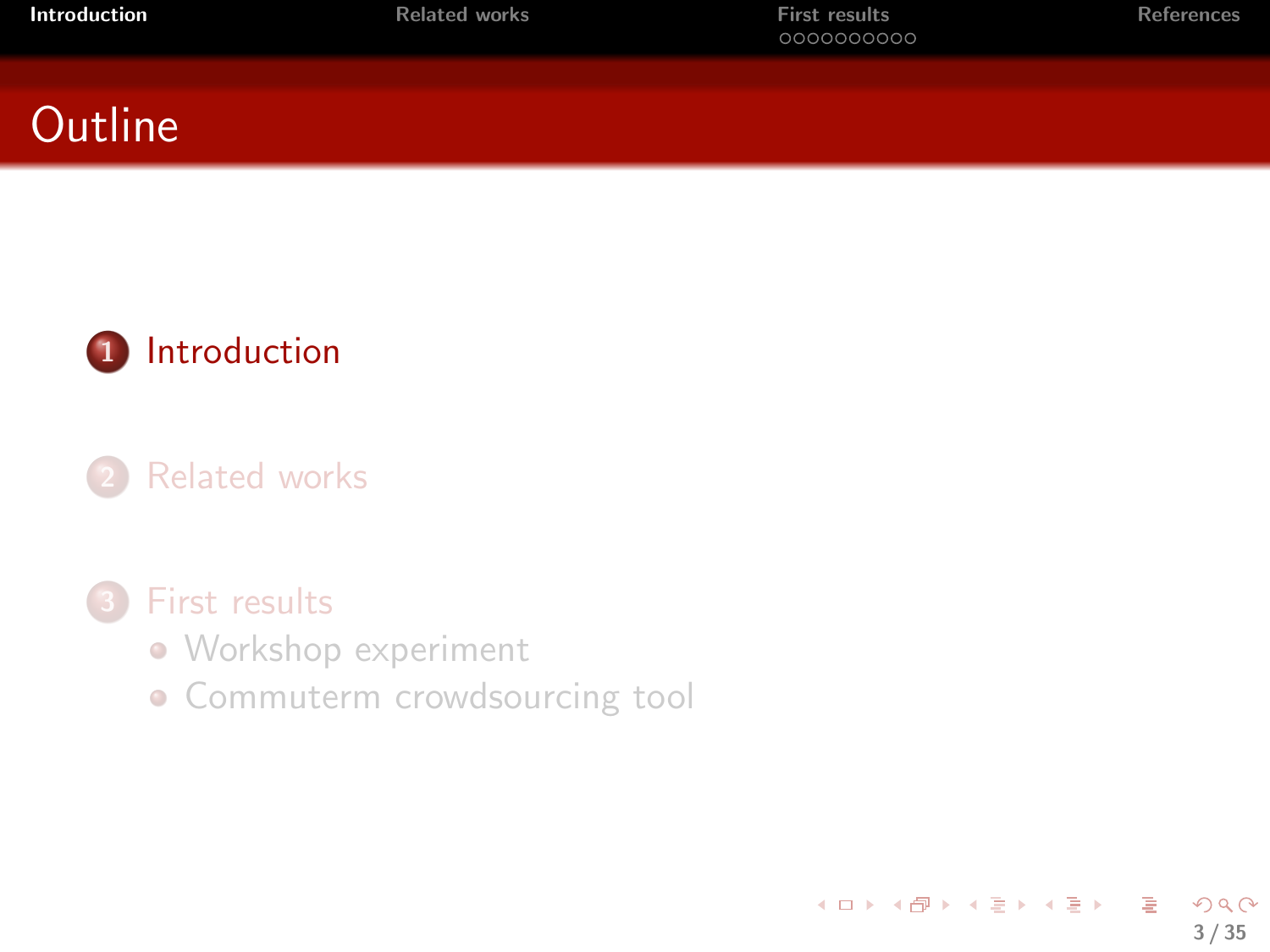# Outline

1. Introduction

2. Related works

3. First results
   - Workshop experiment
   - Commuterm crowdsourcing tool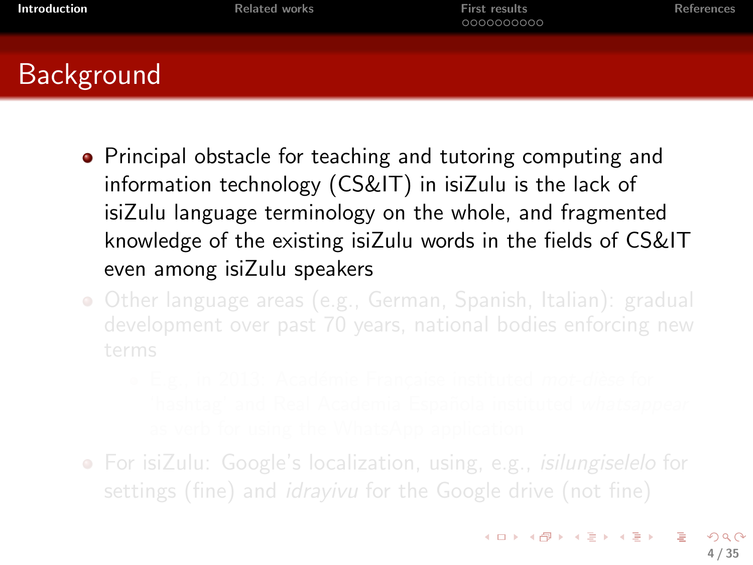## Background

- Principal obstacle for teaching and tutoring computing and information technology (CS&IT) in isiZulu is the lack of isiZulu language terminology on the whole, and fragmented knowledge of the existing isiZulu words in the fields of CS&IT even among isiZulu speakers
- Other language areas (e.g., German, Spanish, Italian): gradual development over past 70 years, national bodies enforcing new terms
  - E.g., in 2013: Académie Française instituted *mot-dièse* for 'hashtag' and Real Academia Española instituted *whatsappear* as verb for using the WhatsApp application
- For isiZulu: Google's localization, using, e.g., *isilungiselelo* for settings (fine) and *idrayivu* for the Google drive (not fine)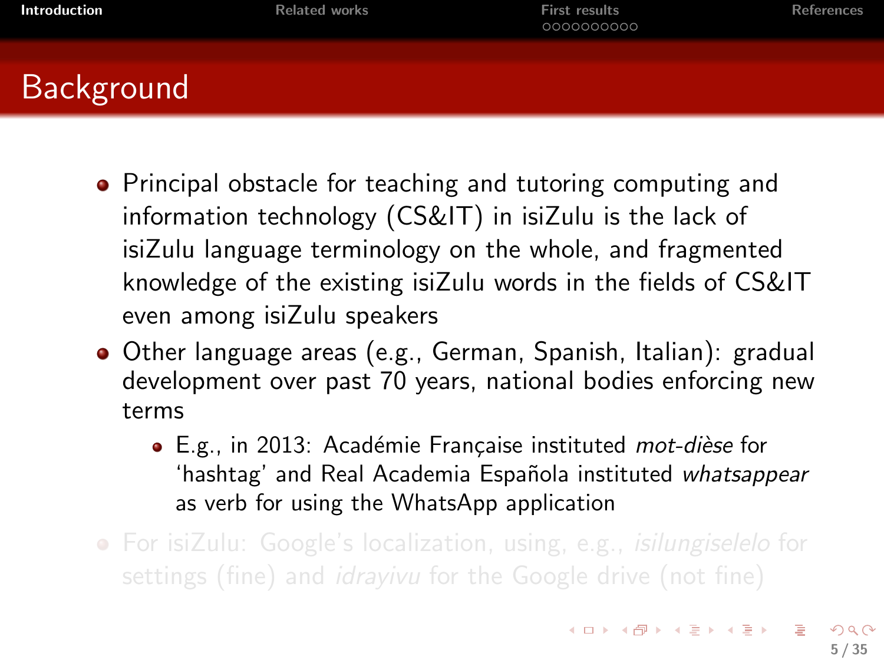# Background

- Principal obstacle for teaching and tutoring computing and information technology (CS&IT) in isiZulu is the lack of isiZulu language terminology on the whole, and fragmented knowledge of the existing isiZulu words in the fields of CS&IT even among isiZulu speakers
- Other language areas (e.g., German, Spanish, Italian): gradual development over past 70 years, national bodies enforcing new terms
  - E.g., in 2013: Académie Française instituted *mot-dièse* for 'hashtag' and Real Academia Española instituted *whatsappear* as verb for using the WhatsApp application
- For isiZulu: Google's localization, using, e.g., *isilungiselelo* for settings (fine) and *idrayivu* for the Google drive (not fine)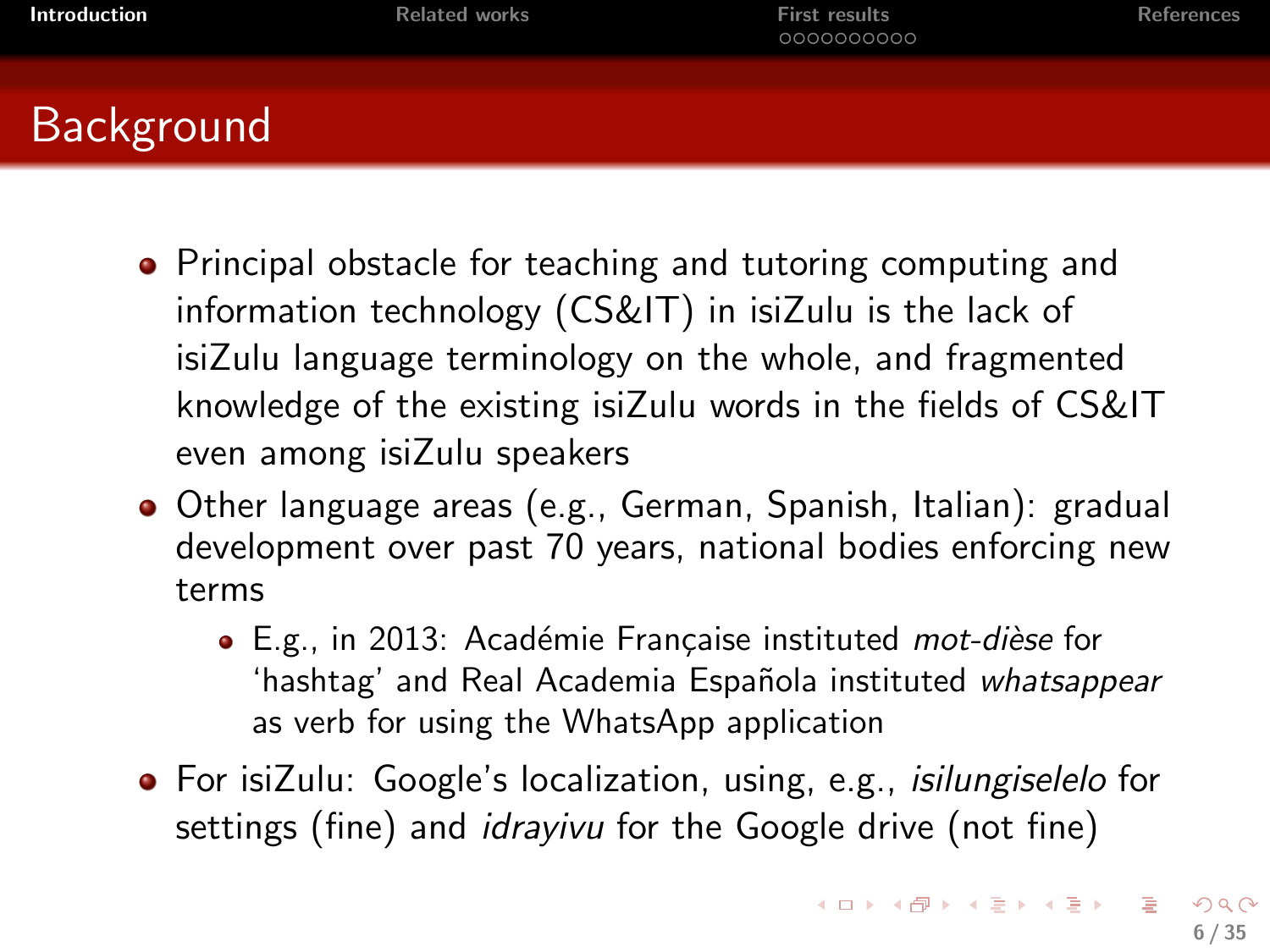# Background

- Principal obstacle for teaching and tutoring computing and information technology (CS&IT) in isiZulu is the lack of isiZulu language terminology on the whole, and fragmented knowledge of the existing isiZulu words in the fields of CS&IT even among isiZulu speakers
- Other language areas (e.g., German, Spanish, Italian): gradual development over past 70 years, national bodies enforcing new terms
  - E.g., in 2013: Académie Française instituted *mot-dièse* for 'hashtag' and Real Academia Española instituted *whatsappear* as verb for using the WhatsApp application
- For isiZulu: Google's localization, using, e.g., *isilungiselelo* for settings (fine) and *idrayivu* for the Google drive (not fine)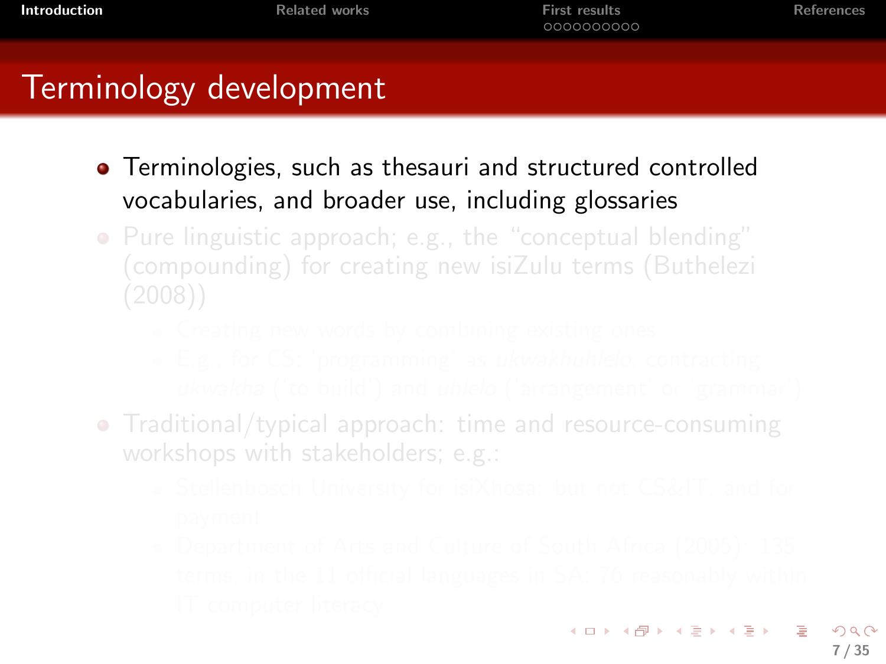# Terminology development

- Terminologies, such as thesauri and structured controlled vocabularies, and broader use, including glossaries
- Pure linguistic approach; e.g., the "conceptual blending" (compounding) for creating new isiZulu terms (Buthelezi (2008))
  - Creating new words by combining existing ones
  - E.g., for CS: 'programming' as *ukwakhuhlelo*, contracting *ukwakha* ('to build') and *uhlelo* ('arrangement' or 'grammar')
- Traditional/typical approach: time and resource-consuming workshops with stakeholders; e.g.:
  - Stellenbosch University for isiXhosa: but not CS&IT, and for payment
  - Department of Arts and Culture of South Africa (2005): 135 terms, in the 11 official languages in SA; 76 reasonably within IT computer literacy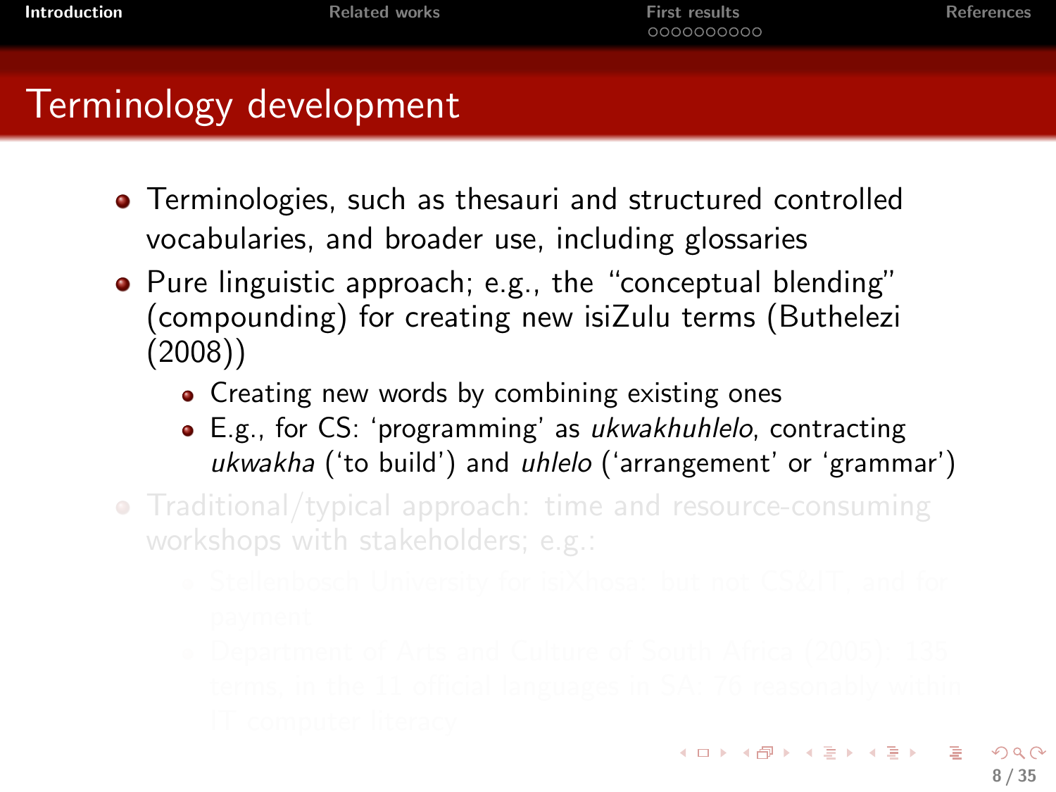# Terminology development

- Terminologies, such as thesauri and structured controlled vocabularies, and broader use, including glossaries
- Pure linguistic approach; e.g., the "conceptual blending" (compounding) for creating new isiZulu terms (Buthelezi (2008))
  - Creating new words by combining existing ones
  - E.g., for CS: 'programming' as *ukwakhuhlelo*, contracting *ukwakha* ('to build') and *uhlelo* ('arrangement' or 'grammar')
- Traditional/typical approach: time and resource-consuming workshops with stakeholders; e.g.:
  - Stellenbosch University for isiXhosa; but not CS&IT, and for payment
  - Department of Arts and Culture of South Africa (2005): 135 terms, in the 11 official languages in SA; 76 reasonably within IT computer literacy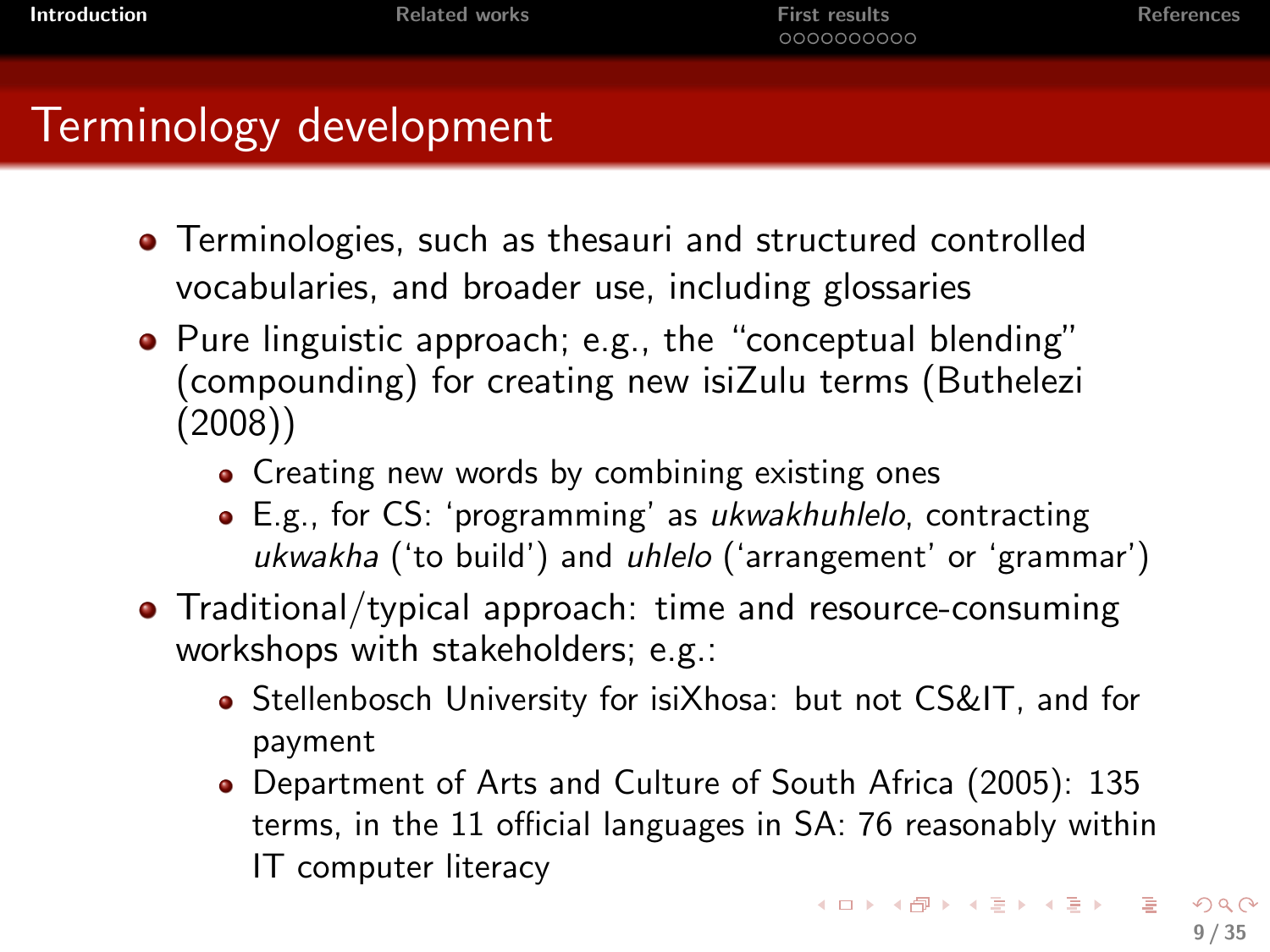# Terminology development

- Terminologies, such as thesauri and structured controlled vocabularies, and broader use, including glossaries
- Pure linguistic approach; e.g., the "conceptual blending" (compounding) for creating new isiZulu terms (Buthelezi (2008))
  - Creating new words by combining existing ones
  - E.g., for CS: 'programming' as *ukwakhuhlelo*, contracting *ukwakha* ('to build') and *uhlelo* ('arrangement' or 'grammar')
- Traditional/typical approach: time and resource-consuming workshops with stakeholders; e.g.:
  - Stellenbosch University for isiXhosa: but not CS&IT, and for payment
  - Department of Arts and Culture of South Africa (2005): 135 terms, in the 11 official languages in SA: 76 reasonably within IT computer literacy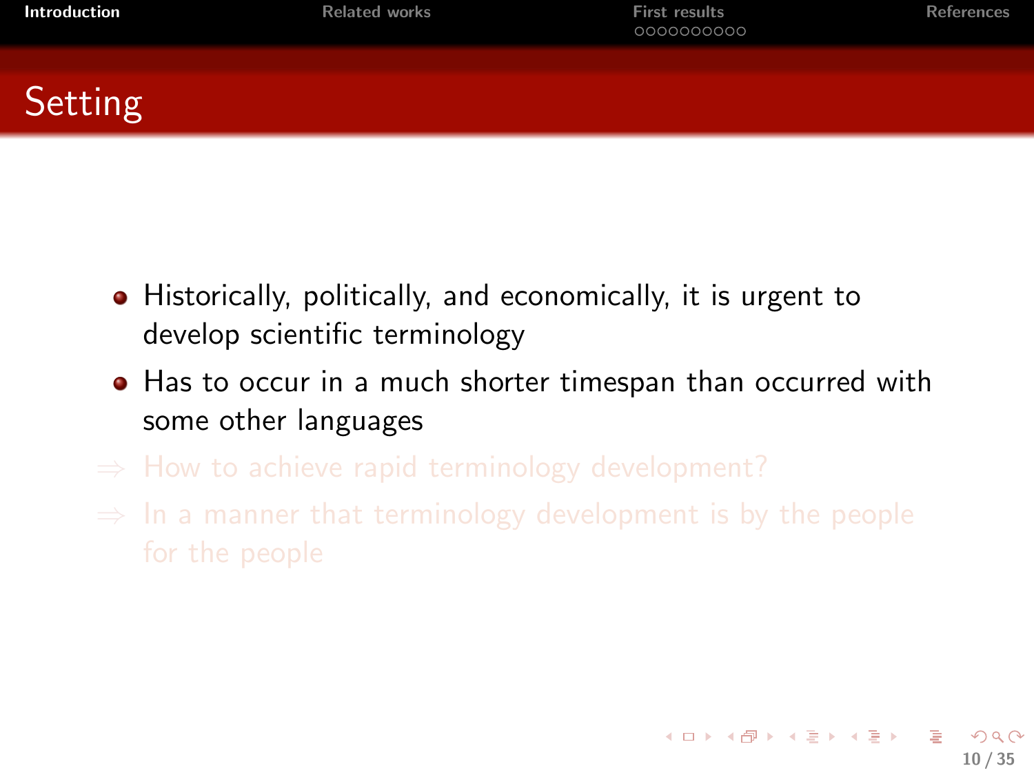## Setting

- Historically, politically, and economically, it is urgent to develop scientific terminology
- Has to occur in a much shorter timespan than occurred with some other languages

⇒ How to achieve rapid terminology development?

⇒ In a manner that terminology development is by the people for the people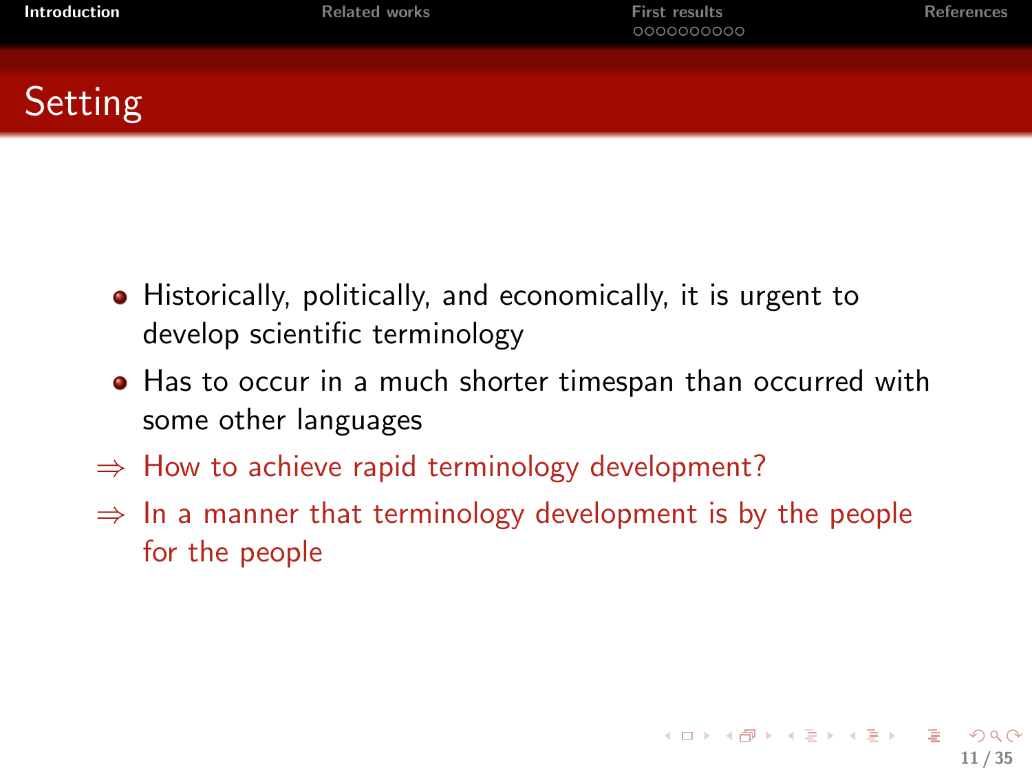# Setting

- Historically, politically, and economically, it is urgent to develop scientific terminology
- Has to occur in a much shorter timespan than occurred with some other languages

$\Rightarrow$ How to achieve rapid terminology development?

$\Rightarrow$ In a manner that terminology development is by the people for the people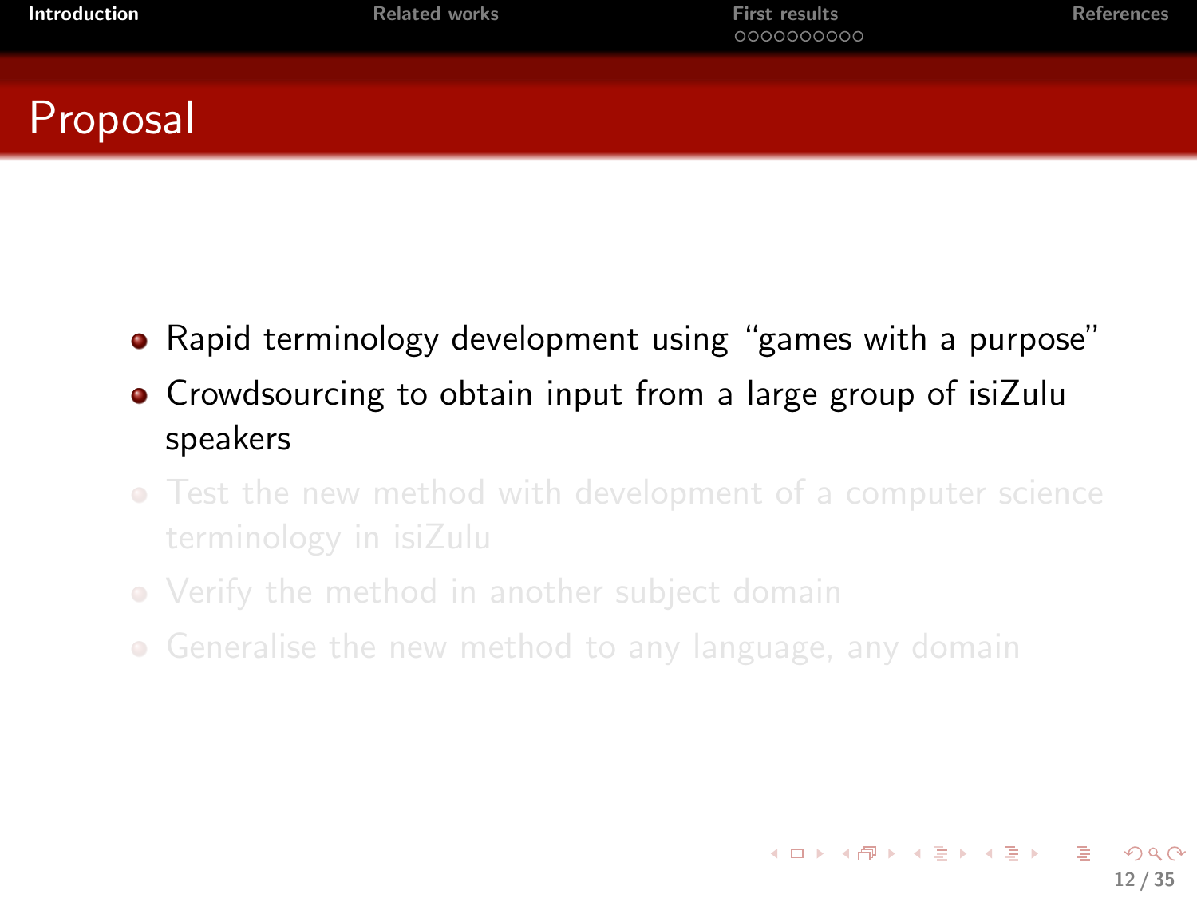# Proposal

- Rapid terminology development using "games with a purpose"
- Crowdsourcing to obtain input from a large group of isiZulu speakers
- Test the new method with development of a computer science terminology in isiZulu
- Verify the method in another subject domain
- Generalise the new method to any language, any domain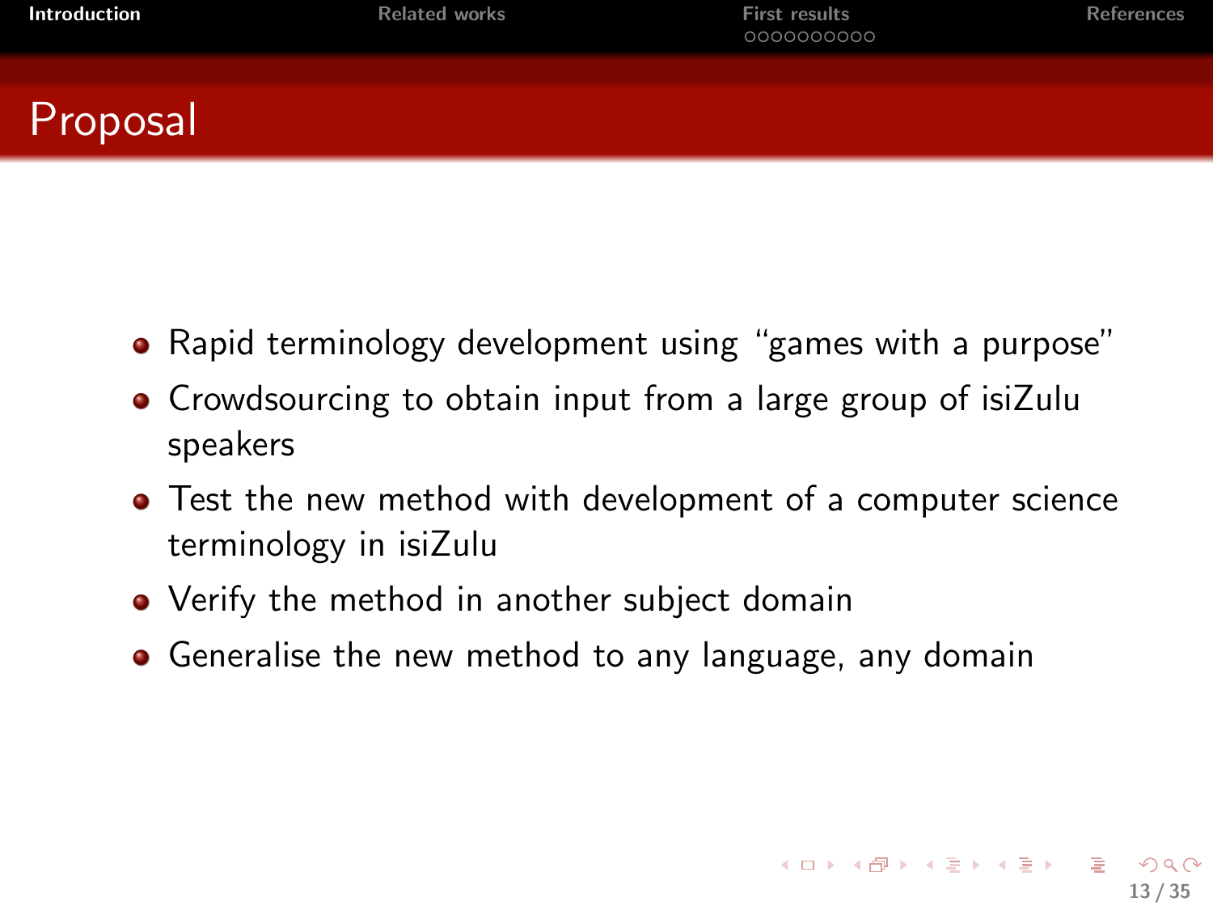# Proposal

- Rapid terminology development using “games with a purpose”
- Crowdsourcing to obtain input from a large group of isiZulu speakers
- Test the new method with development of a computer science terminology in isiZulu
- Verify the method in another subject domain
- Generalise the new method to any language, any domain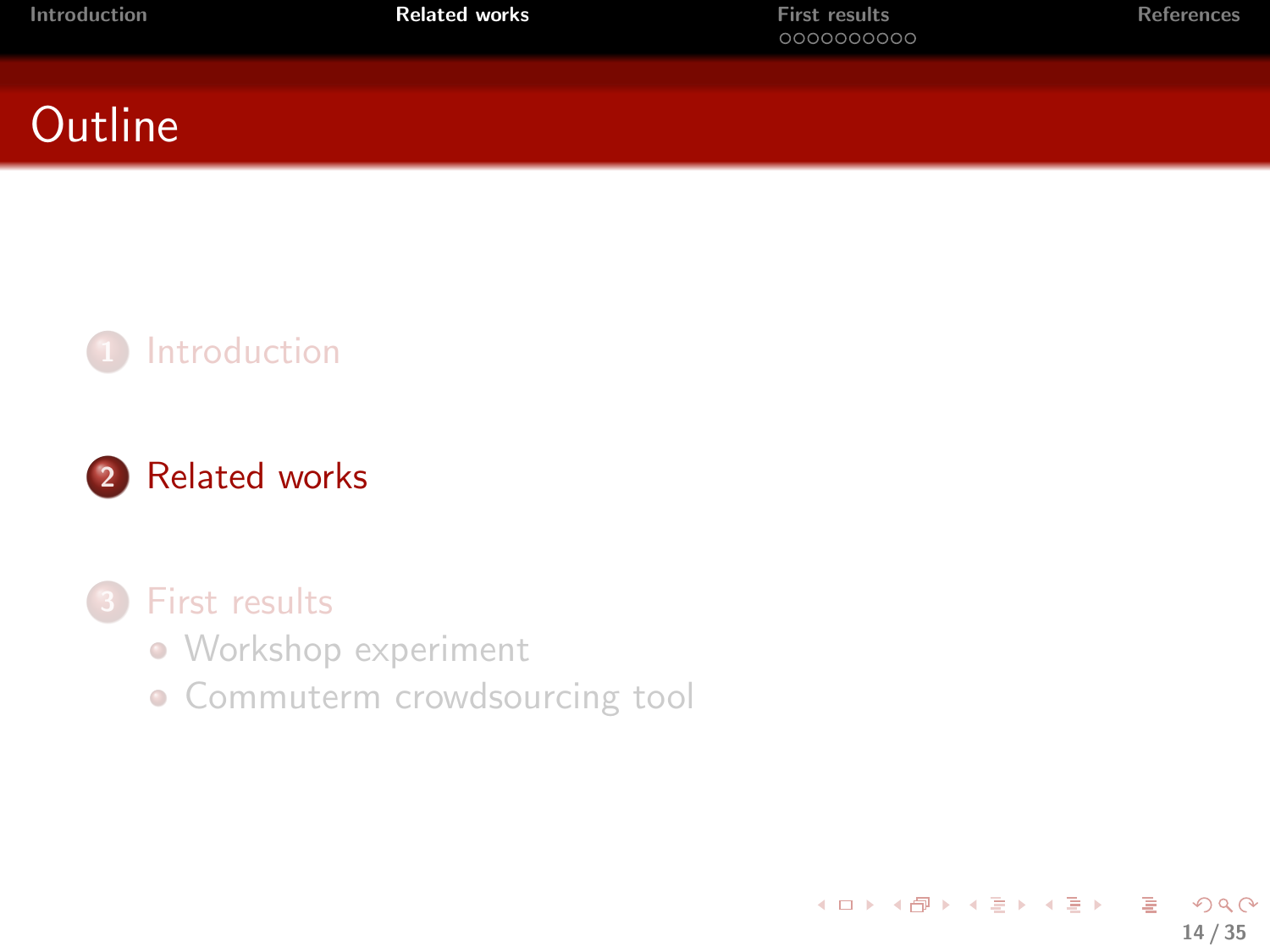# Outline

1. Introduction
2. Related works
3. First results
   - Workshop experiment
   - Commuterm crowdsourcing tool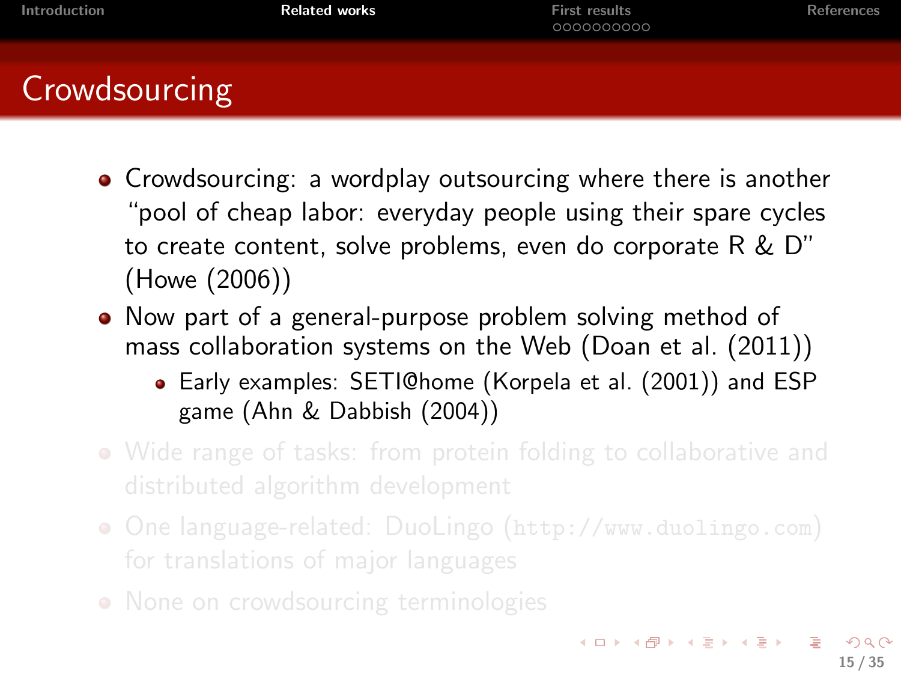# Crowdsourcing

- Crowdsourcing: a wordplay outsourcing where there is another "pool of cheap labor: everyday people using their spare cycles to create content, solve problems, even do corporate R & D" (Howe (2006))
- Now part of a general-purpose problem solving method of mass collaboration systems on the Web (Doan et al. (2011))
  - Early examples: SETI@home (Korpela et al. (2001)) and ESP game (Ahn & Dabbish (2004))
- Wide range of tasks: from protein folding to collaborative and distributed algorithm development
- One language-related: DuoLingo (`http://www.duolingo.com`) for translations of major languages
- None on crowdsourcing terminologies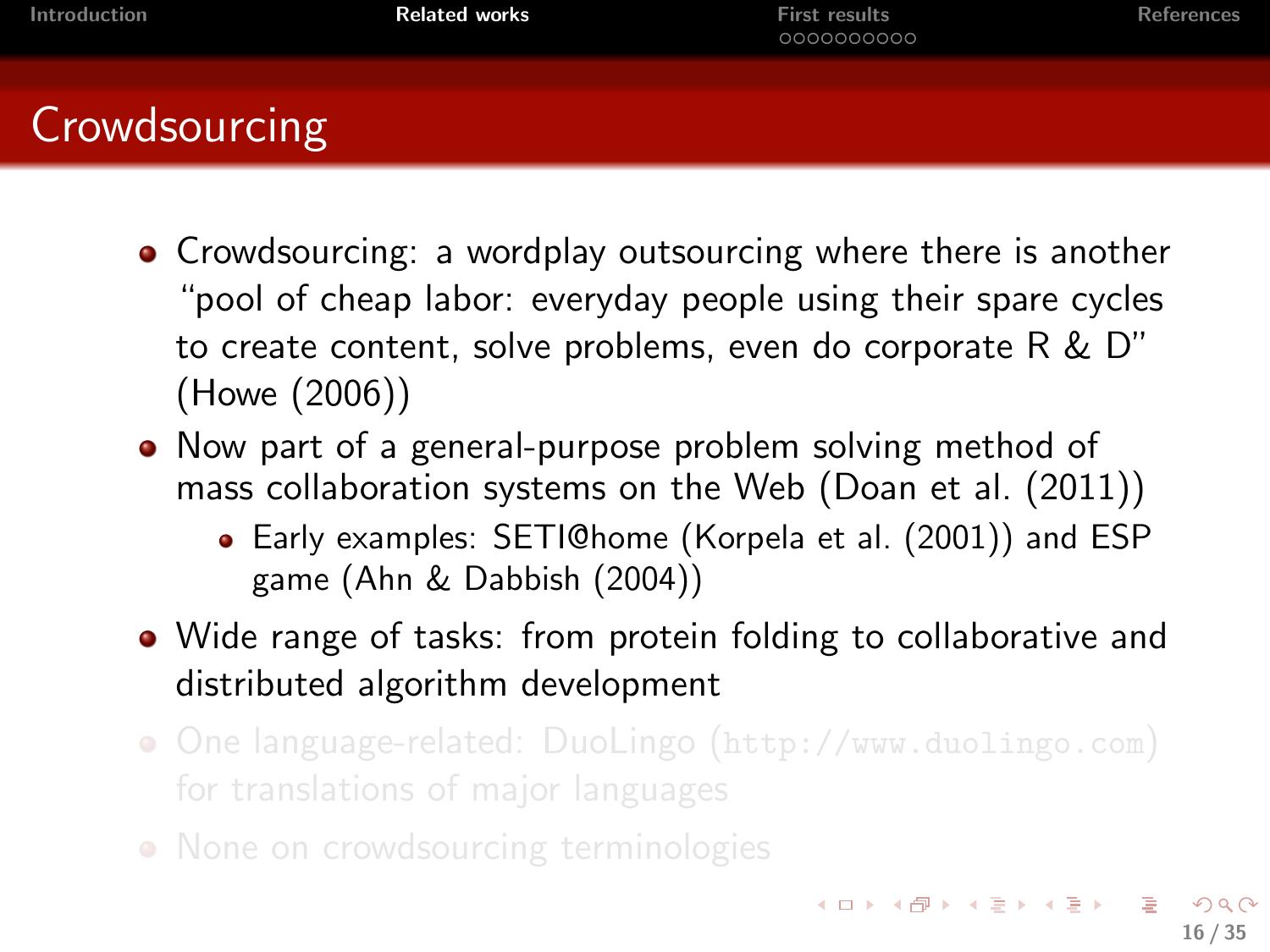# Crowdsourcing

- Crowdsourcing: a wordplay outsourcing where there is another "pool of cheap labor: everyday people using their spare cycles to create content, solve problems, even do corporate R & D" (Howe (2006))
- Now part of a general-purpose problem solving method of mass collaboration systems on the Web (Doan et al. (2011))
  - Early examples: SETI@home (Korpela et al. (2001)) and ESP game (Ahn & Dabbish (2004))
- Wide range of tasks: from protein folding to collaborative and distributed algorithm development
- One language-related: DuoLingo (`http://www.duolingo.com`) for translations of major languages
- None on crowdsourcing terminologies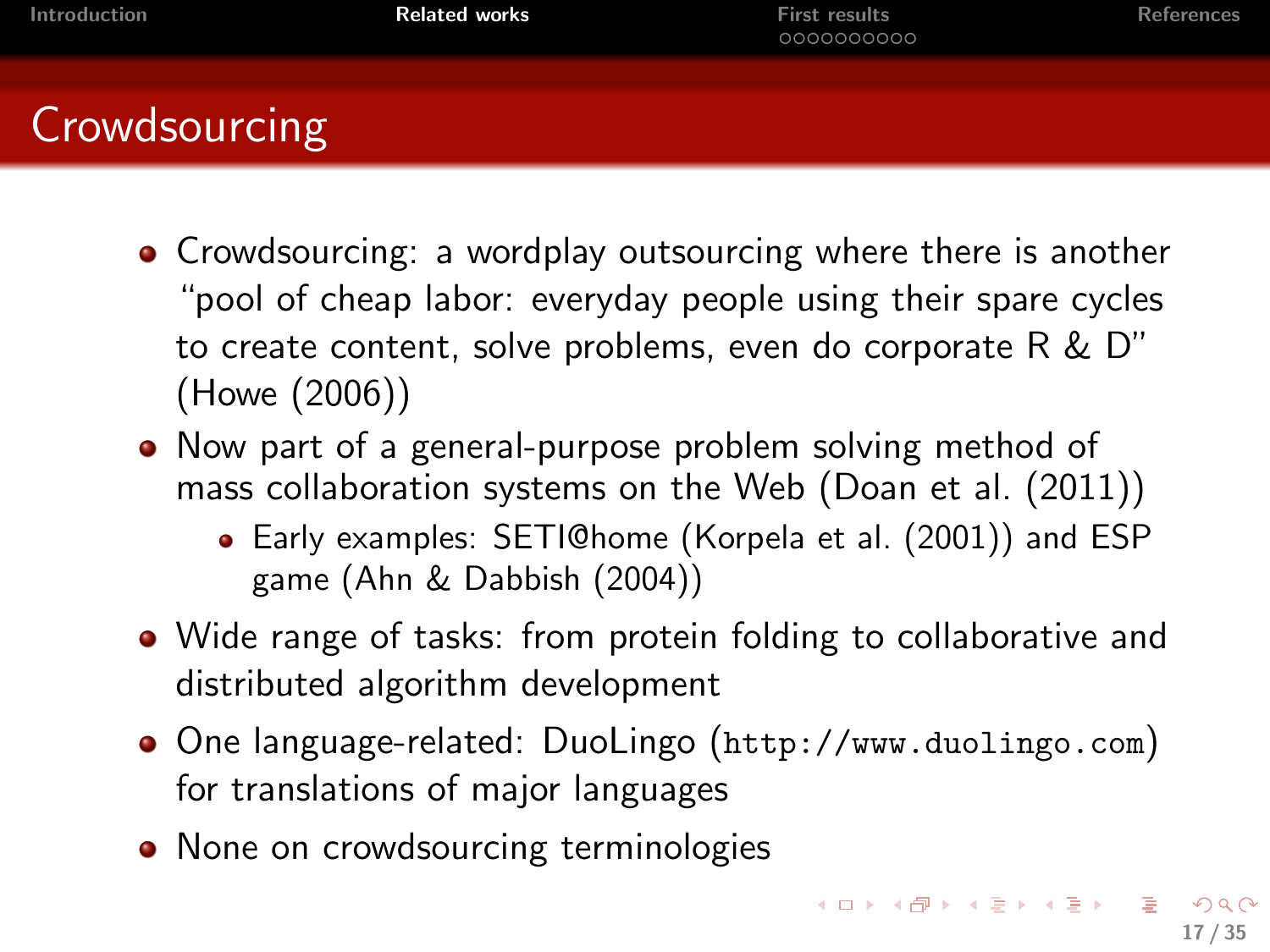# Crowdsourcing

- Crowdsourcing: a wordplay outsourcing where there is another "pool of cheap labor: everyday people using their spare cycles to create content, solve problems, even do corporate R & D" (Howe (2006))
- Now part of a general-purpose problem solving method of mass collaboration systems on the Web (Doan et al. (2011))
  - Early examples: SETI@home (Korpela et al. (2001)) and ESP game (Ahn & Dabbish (2004))
- Wide range of tasks: from protein folding to collaborative and distributed algorithm development
- One language-related: DuoLingo (`http://www.duolingo.com`) for translations of major languages
- None on crowdsourcing terminologies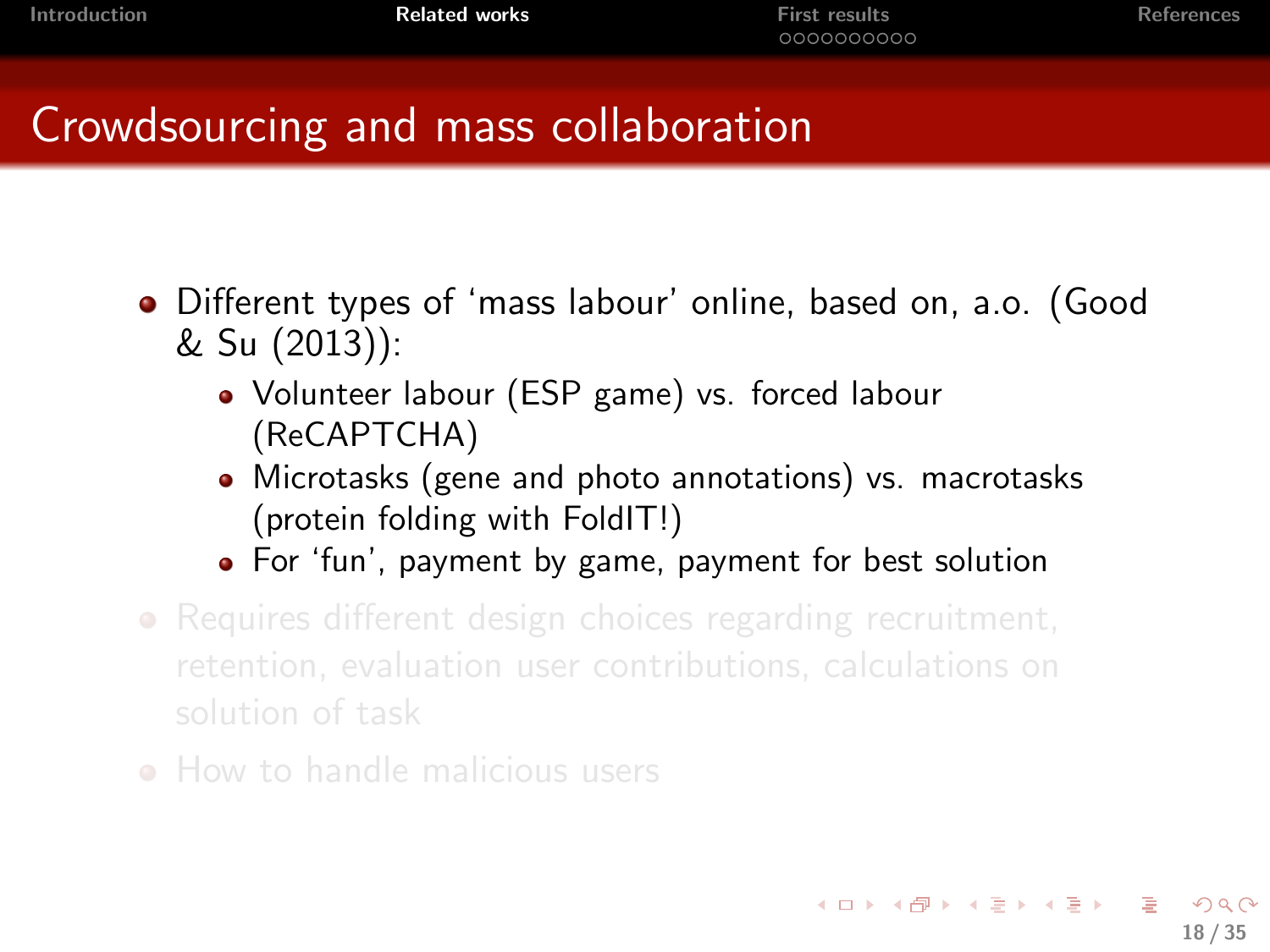# Crowdsourcing and mass collaboration

- Different types of 'mass labour' online, based on, a.o. (Good & Su (2013)):
  - Volunteer labour (ESP game) vs. forced labour (ReCAPTCHA)
  - Microtasks (gene and photo annotations) vs. macrotasks (protein folding with FoldIT!)
  - For 'fun', payment by game, payment for best solution
- Requires different design choices regarding recruitment, retention, evaluation user contributions, calculations on solution of task
- How to handle malicious users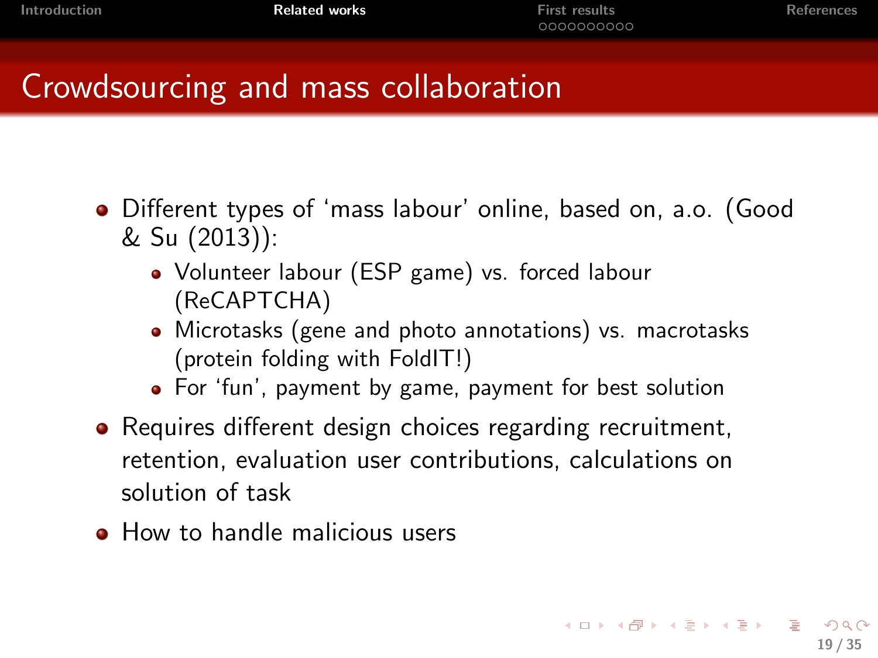# Crowdsourcing and mass collaboration

- Different types of 'mass labour' online, based on, a.o. (Good & Su (2013)):
  - Volunteer labour (ESP game) vs. forced labour (ReCAPTCHA)
  - Microtasks (gene and photo annotations) vs. macrotasks (protein folding with FoldIT!)
  - For 'fun', payment by game, payment for best solution
- Requires different design choices regarding recruitment, retention, evaluation user contributions, calculations on solution of task
- How to handle malicious users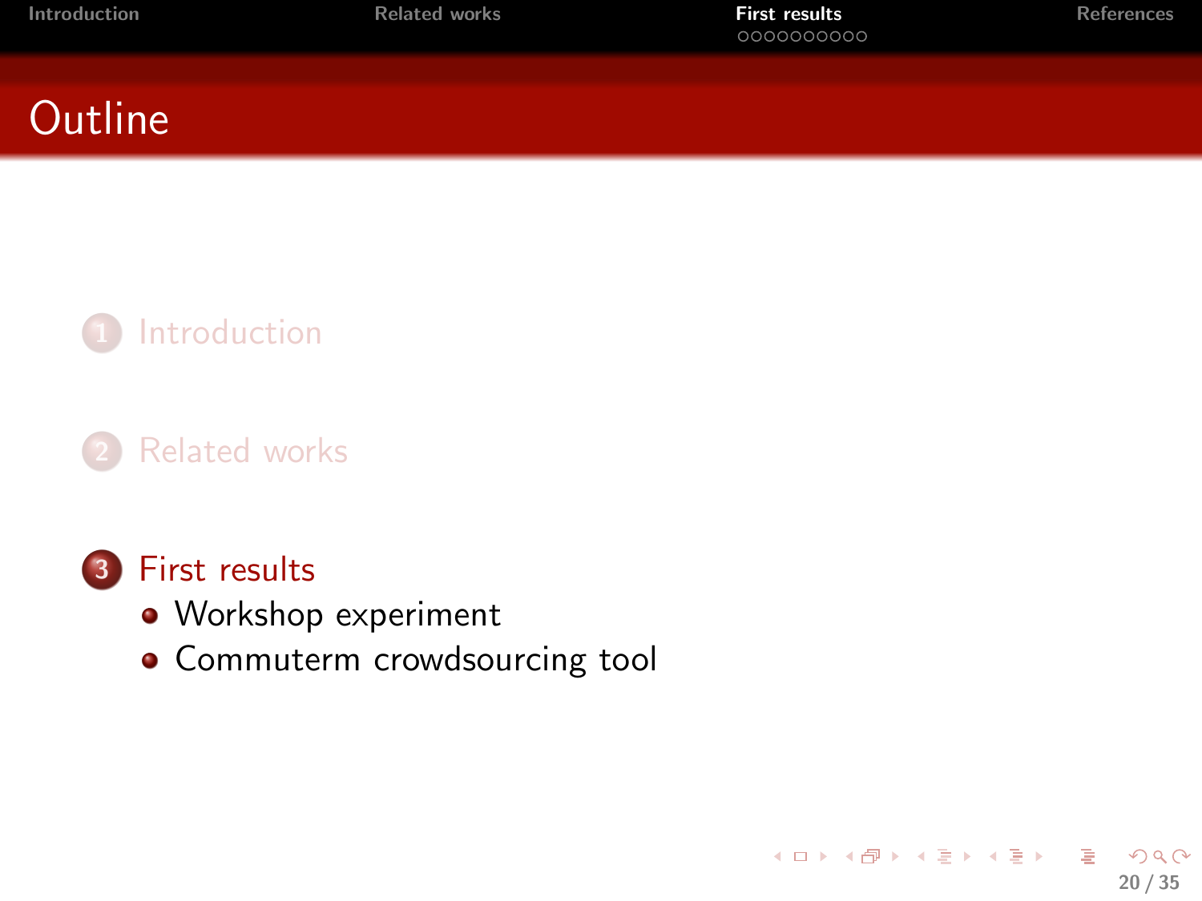# Outline

1. Introduction
2. Related works
3. First results
   - Workshop experiment
   - Commuterm crowdsourcing tool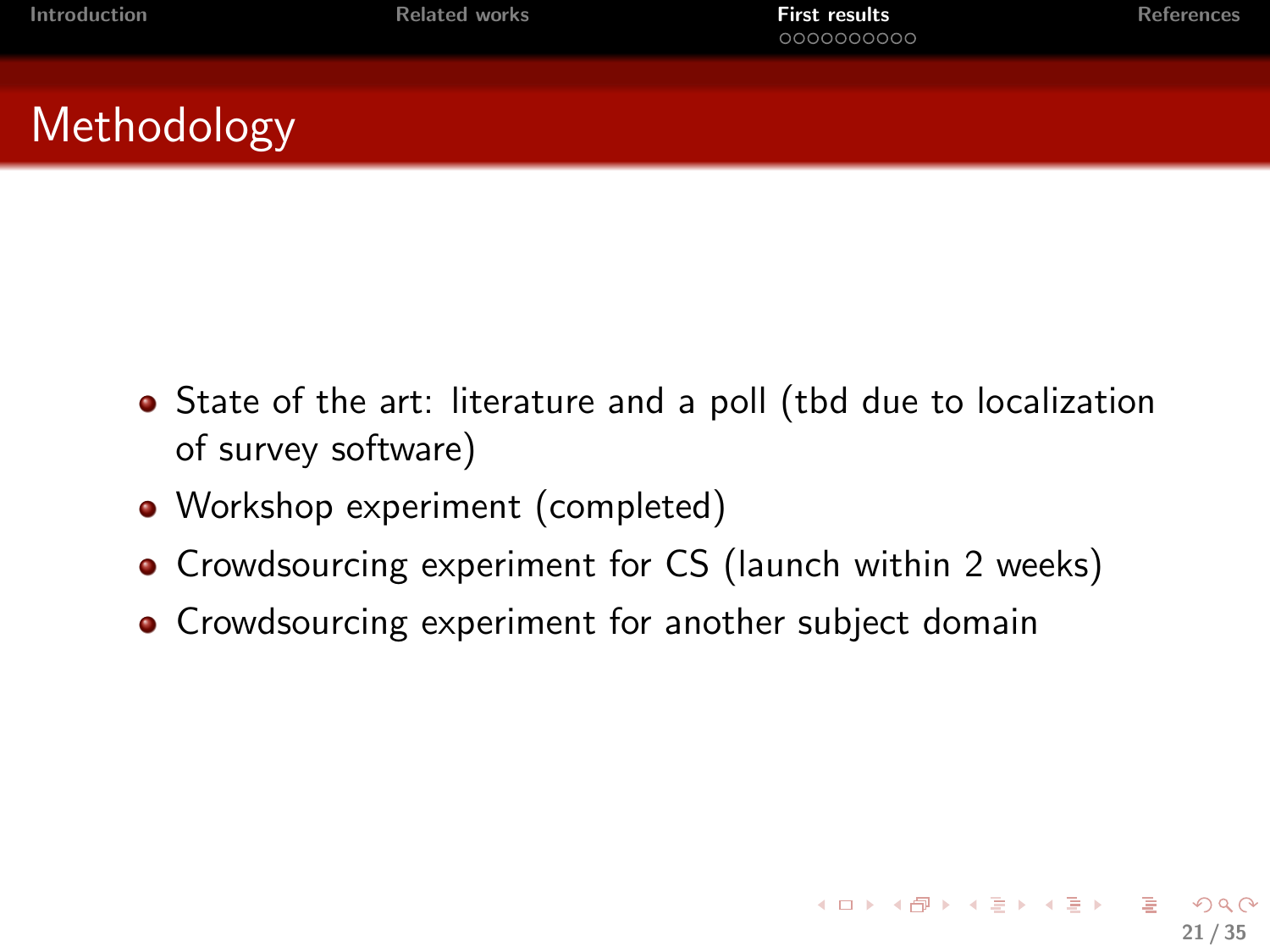# Methodology

- State of the art: literature and a poll (tbd due to localization of survey software)
- Workshop experiment (completed)
- Crowdsourcing experiment for CS (launch within 2 weeks)
- Crowdsourcing experiment for another subject domain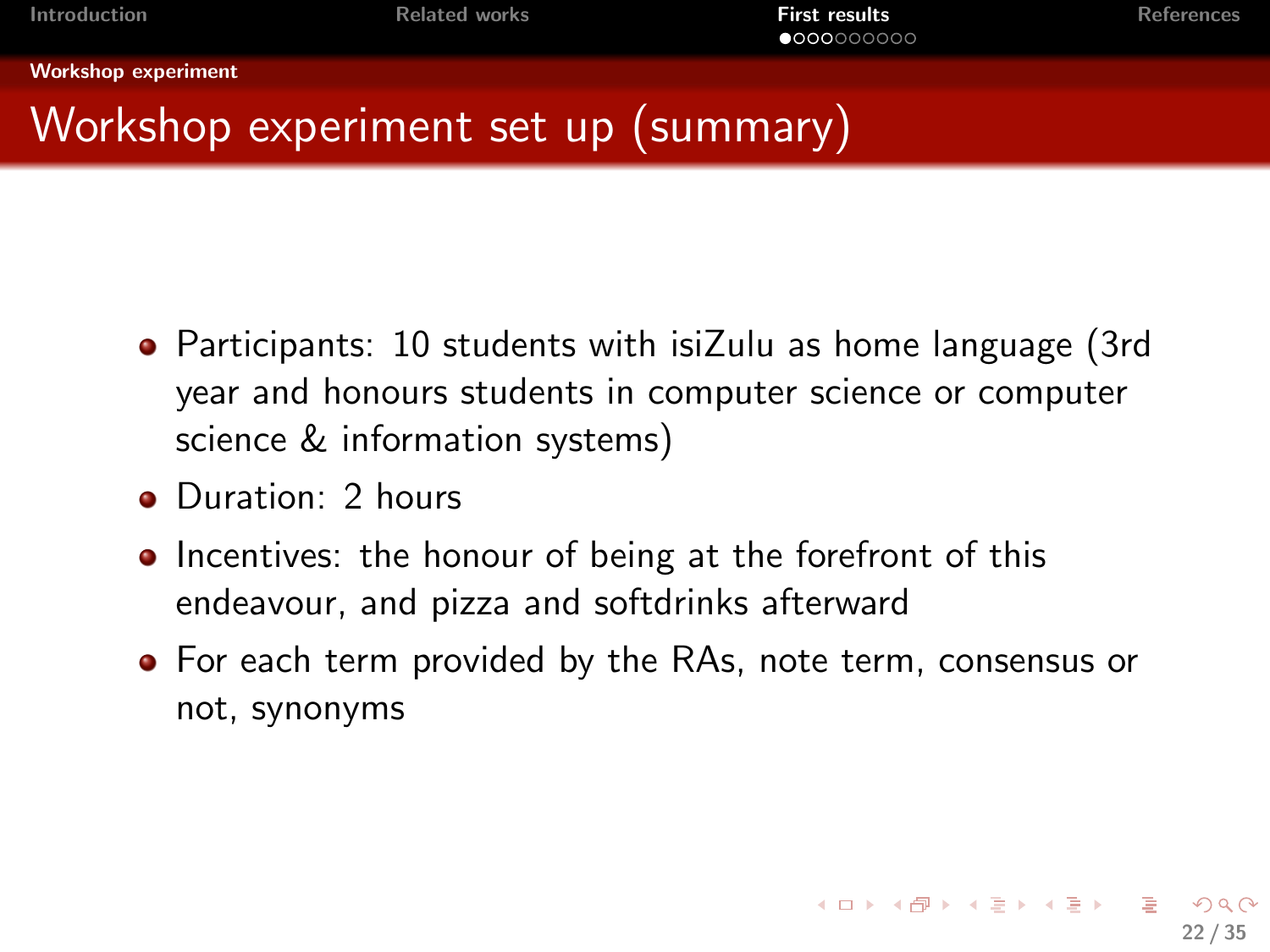# Workshop experiment set up (summary)

- Participants: 10 students with isiZulu as home language (3rd year and honours students in computer science or computer science & information systems)
- Duration: 2 hours
- Incentives: the honour of being at the forefront of this endeavour, and pizza and softdrinks afterward
- For each term provided by the RAs, note term, consensus or not, synonyms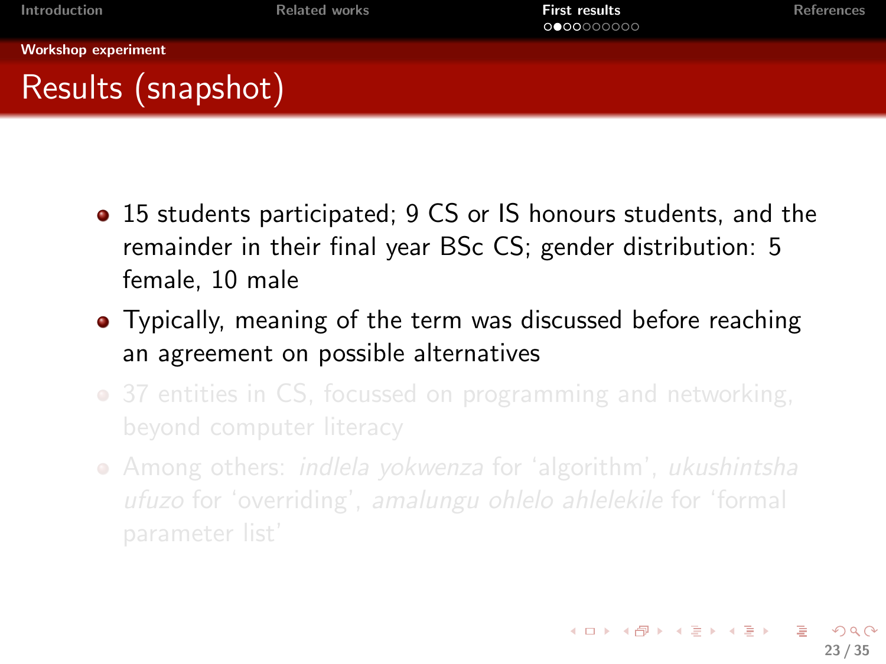## Workshop experiment

# Results (snapshot)

- 15 students participated; 9 CS or IS honours students, and the remainder in their final year BSc CS; gender distribution: 5 female, 10 male
- Typically, meaning of the term was discussed before reaching an agreement on possible alternatives
- 37 entities in CS, focussed on programming and networking, beyond computer literacy
- Among others: *indlela yokwenza* for 'algorithm', *ukushintsha ufuzo* for 'overriding', *amalungu ohlelo ahlelekile* for 'formal parameter list'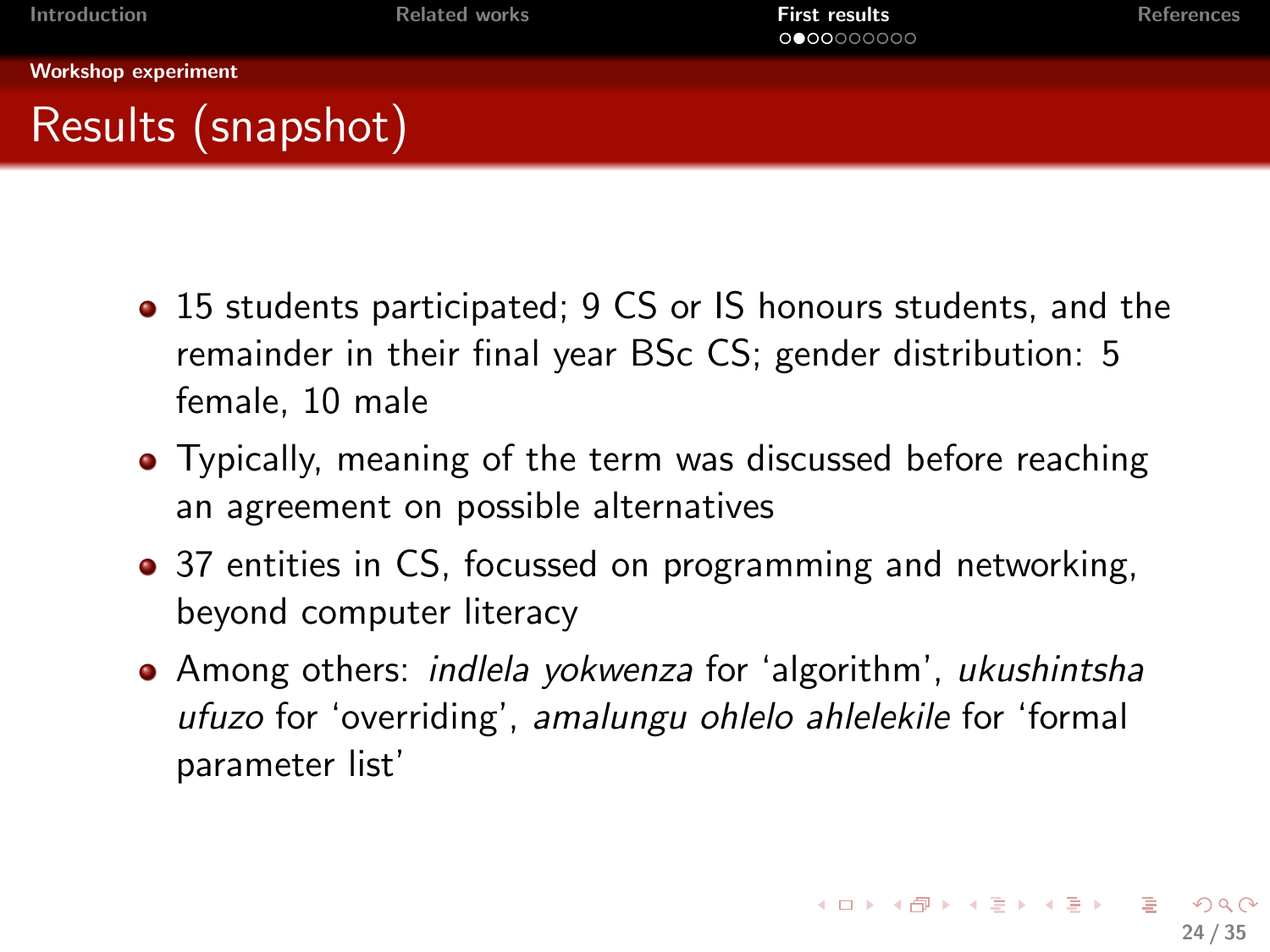## Results (snapshot)

- 15 students participated; 9 CS or IS honours students, and the remainder in their final year BSc CS; gender distribution: 5 female, 10 male
- Typically, meaning of the term was discussed before reaching an agreement on possible alternatives
- 37 entities in CS, focussed on programming and networking, beyond computer literacy
- Among others: *indlela yokwenza* for 'algorithm', *ukushintsha ufuzo* for 'overriding', *amalungu ohlelo ahlelekile* for 'formal parameter list'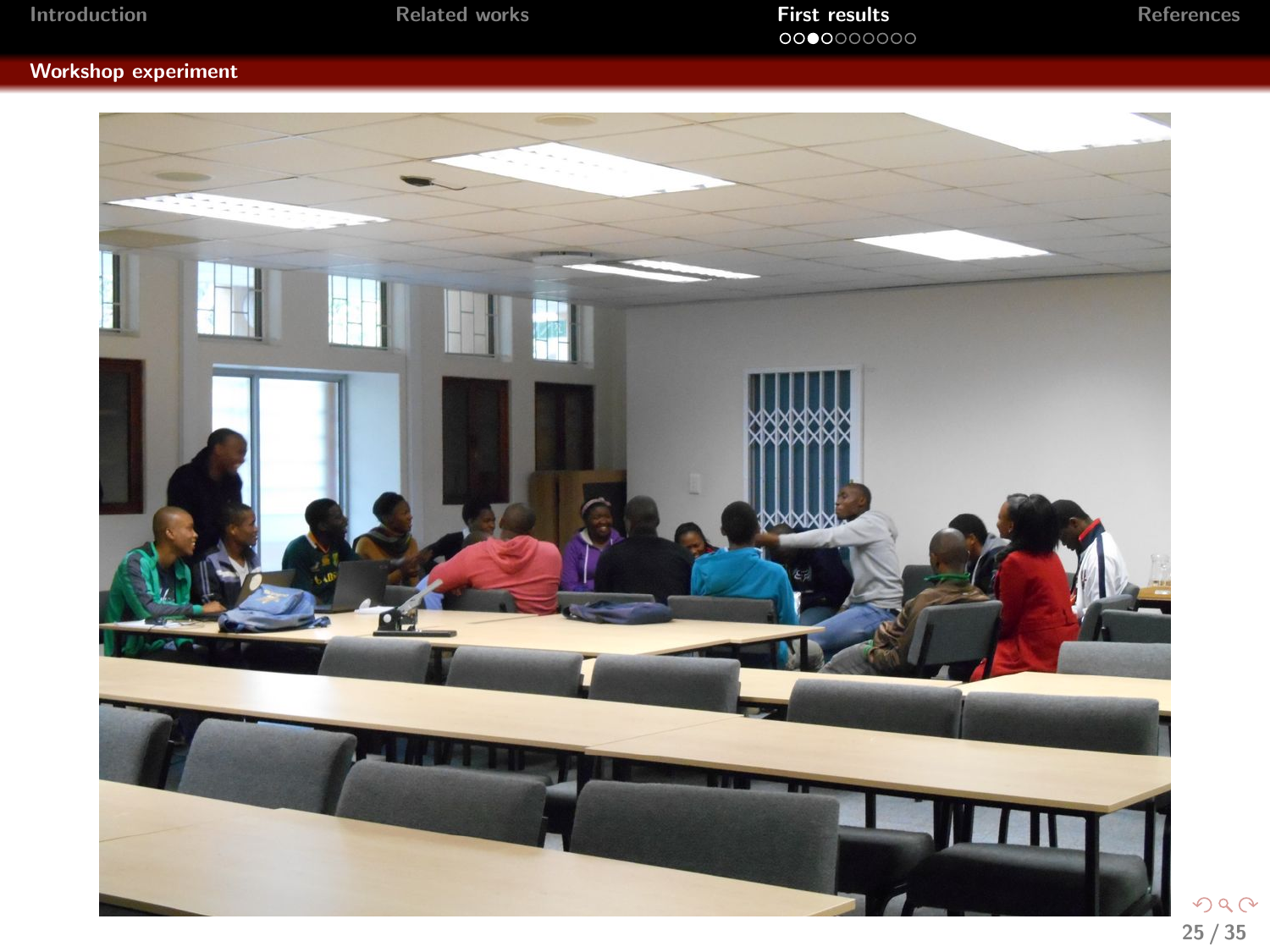## Workshop experiment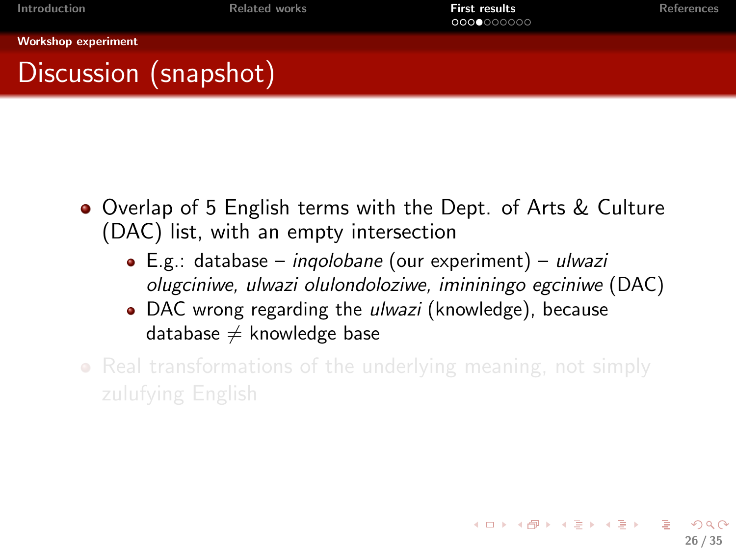# Discussion (snapshot)

- Overlap of 5 English terms with the Dept. of Arts & Culture (DAC) list, with an empty intersection
  - E.g.: database – *inqolobane* (our experiment) – *ulwazi olugciniwe, ulwazi olulondoloziwe, imininingo egciniwe* (DAC)
  - DAC wrong regarding the *ulwazi* (knowledge), because database $\neq$ knowledge base
- Real transformations of the underlying meaning, not simply zulufying English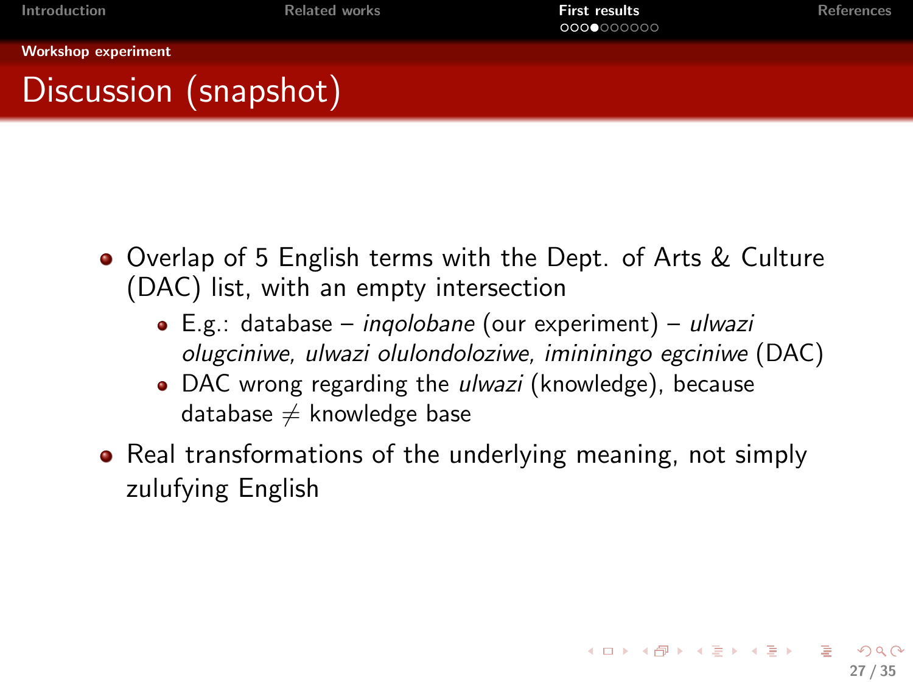## Workshop experiment

# Discussion (snapshot)

- Overlap of 5 English terms with the Dept. of Arts & Culture (DAC) list, with an empty intersection
  - E.g.: database – *inqolobane* (our experiment) – *ulwazi olugciniwe, ulwazi olulondoloziwe, imininingo egciniwe* (DAC)
  - DAC wrong regarding the *ulwazi* (knowledge), because database $\neq$ knowledge base
- Real transformations of the underlying meaning, not simply zulufying English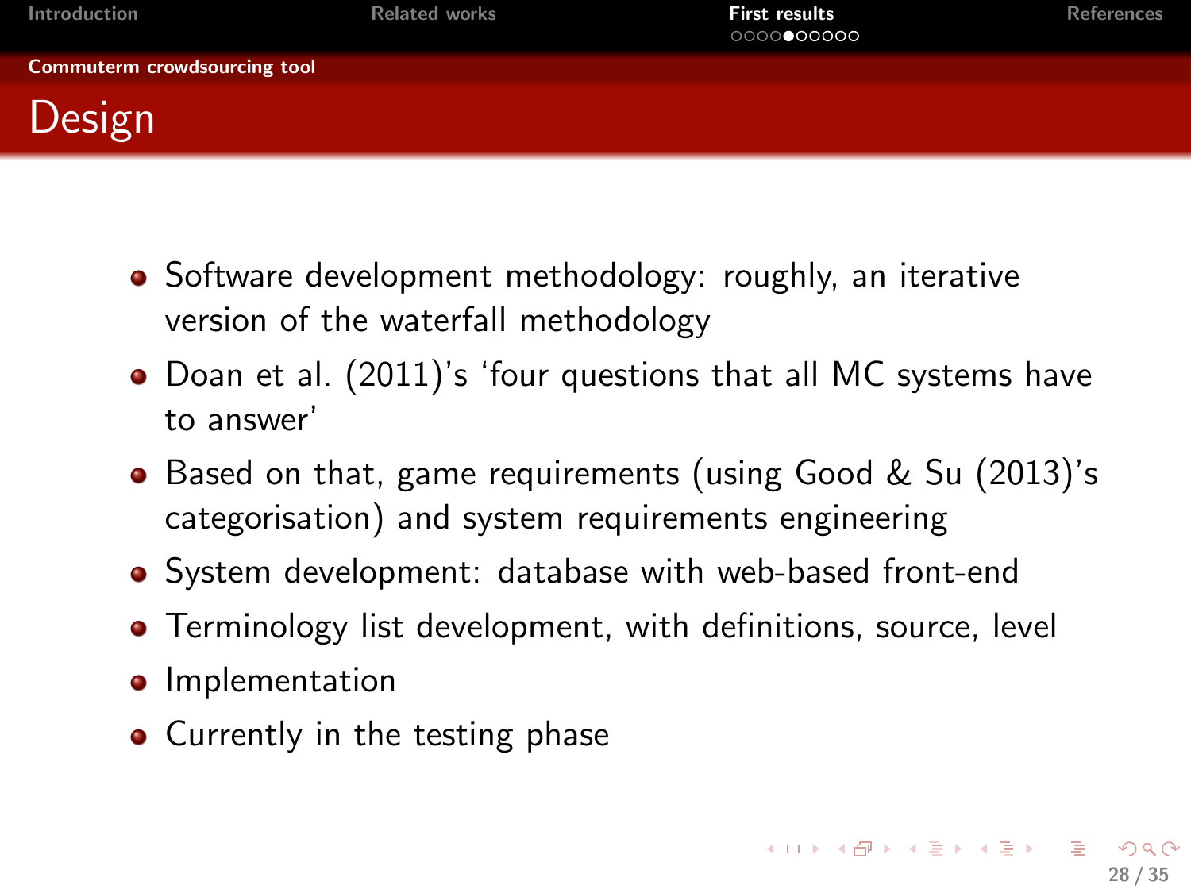## Commuterm crowdsourcing tool

# Design

- Software development methodology: roughly, an iterative version of the waterfall methodology
- Doan et al. (2011)'s 'four questions that all MC systems have to answer'
- Based on that, game requirements (using Good & Su (2013)'s categorisation) and system requirements engineering
- System development: database with web-based front-end
- Terminology list development, with definitions, source, level
- Implementation
- Currently in the testing phase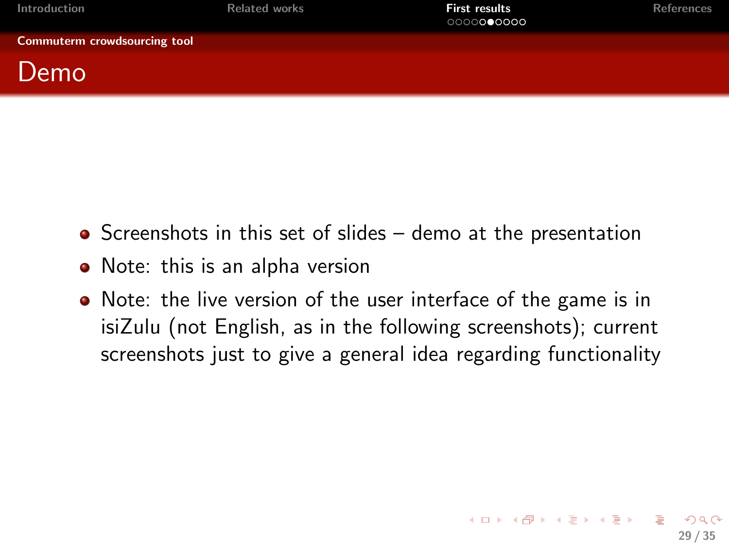## Commuterm crowdsourcing tool

# Demo

- Screenshots in this set of slides – demo at the presentation
- Note: this is an alpha version
- Note: the live version of the user interface of the game is in isiZulu (not English, as in the following screenshots); current screenshots just to give a general idea regarding functionality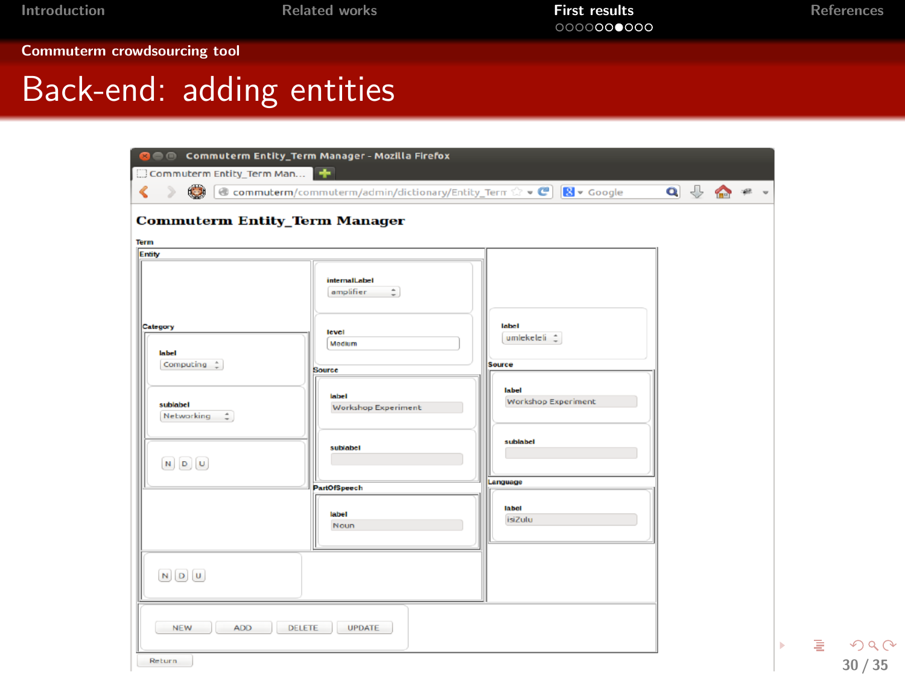## Commuterm crowdsourcing tool

# Back-end: adding entities

Commuterm Entity_Term Manager - Mozilla Firefox

commuterm/commuterm/admin/dictionary/Entity_Term

**Commuterm Entity_Term Manager**

Term

Entity

Category

label: Computing

sublabel: Networking

N D U

internalLabel: amplifier

level: Medium

Source

label: Workshop Experiment

sublabel:

PartOfSpeech

label: Noun

N D U

label: umlekeleli

Source

label: Workshop Experiment

sublabel:

Language

label: isiZulu

NEW ADD DELETE UPDATE

Return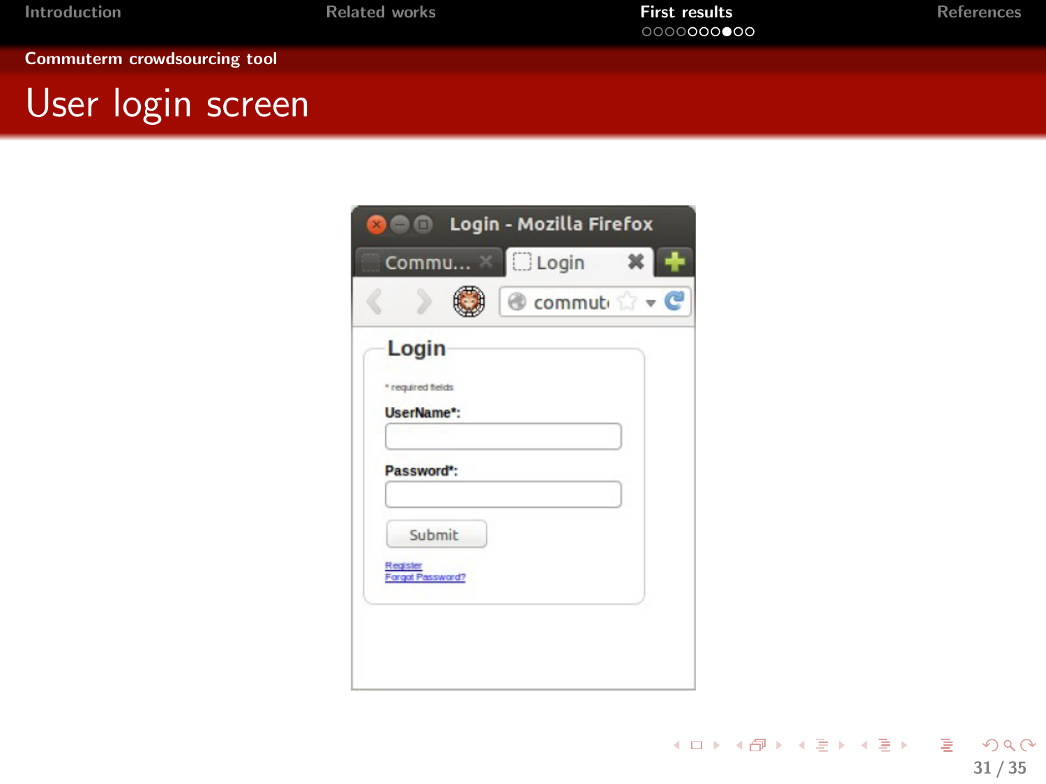## Commuterm crowdsourcing tool

# User login screen

Login - Mozilla Firefox

Commu... | Login

commut

**Login**

* required fields

**UserName*:**

**Password*:**

Submit

Register
Forgot Password?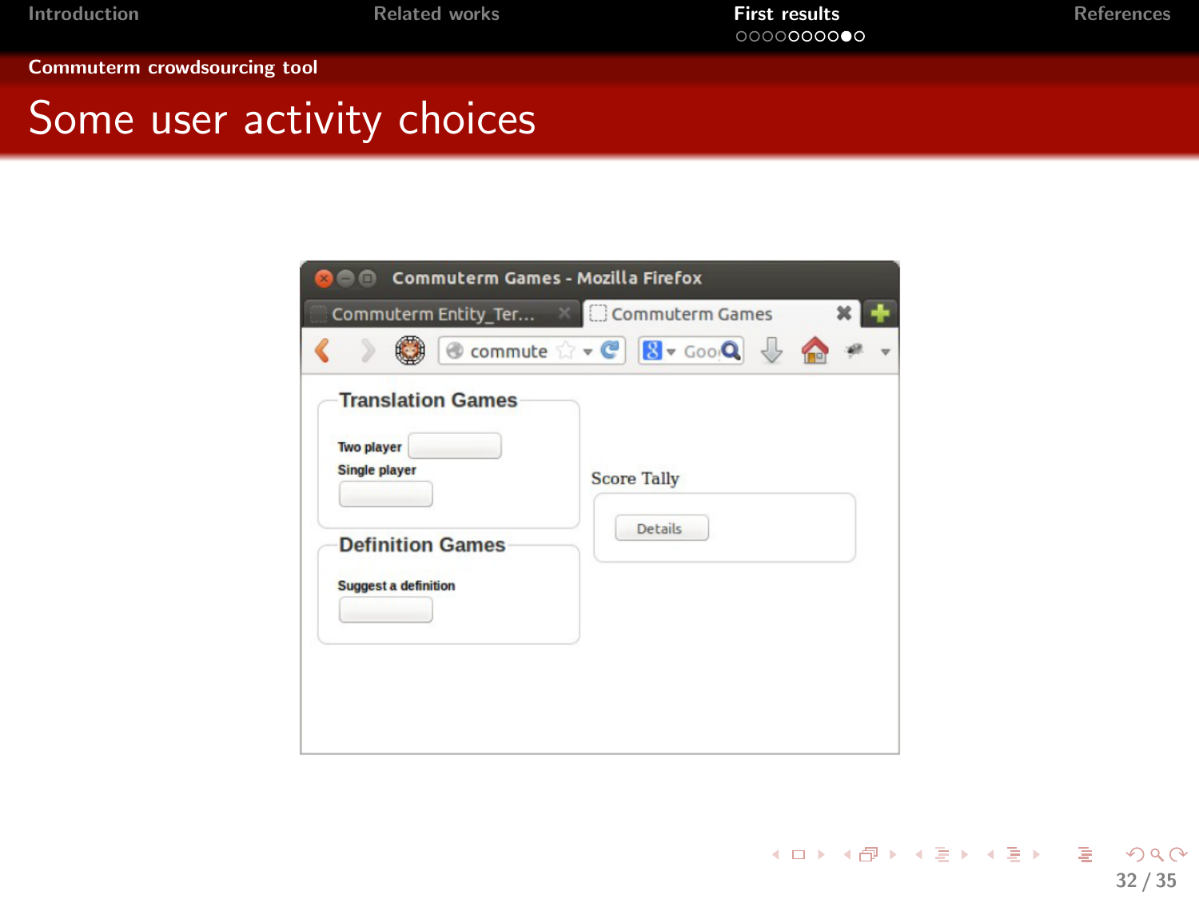## Commuterm crowdsourcing tool

# Some user activity choices

Commuterm Games - Mozilla Firefox

Commuterm Entity_Ter... | Commuterm Games

commute

Translation Games

Two player

Single player

Definition Games

Suggest a definition

Score Tally

Details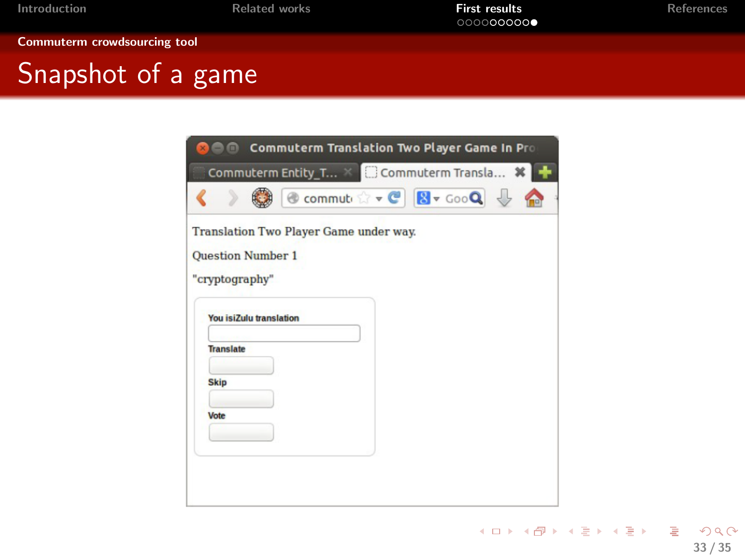## Commuterm crowdsourcing tool

# Snapshot of a game

Commuterm Translation Two Player Game In Pro

Commuterm Entity_T... | Commuterm Transla...

Translation Two Player Game under way.

Question Number 1

"cryptography"

You isiZulu translation

Translate

Skip

Vote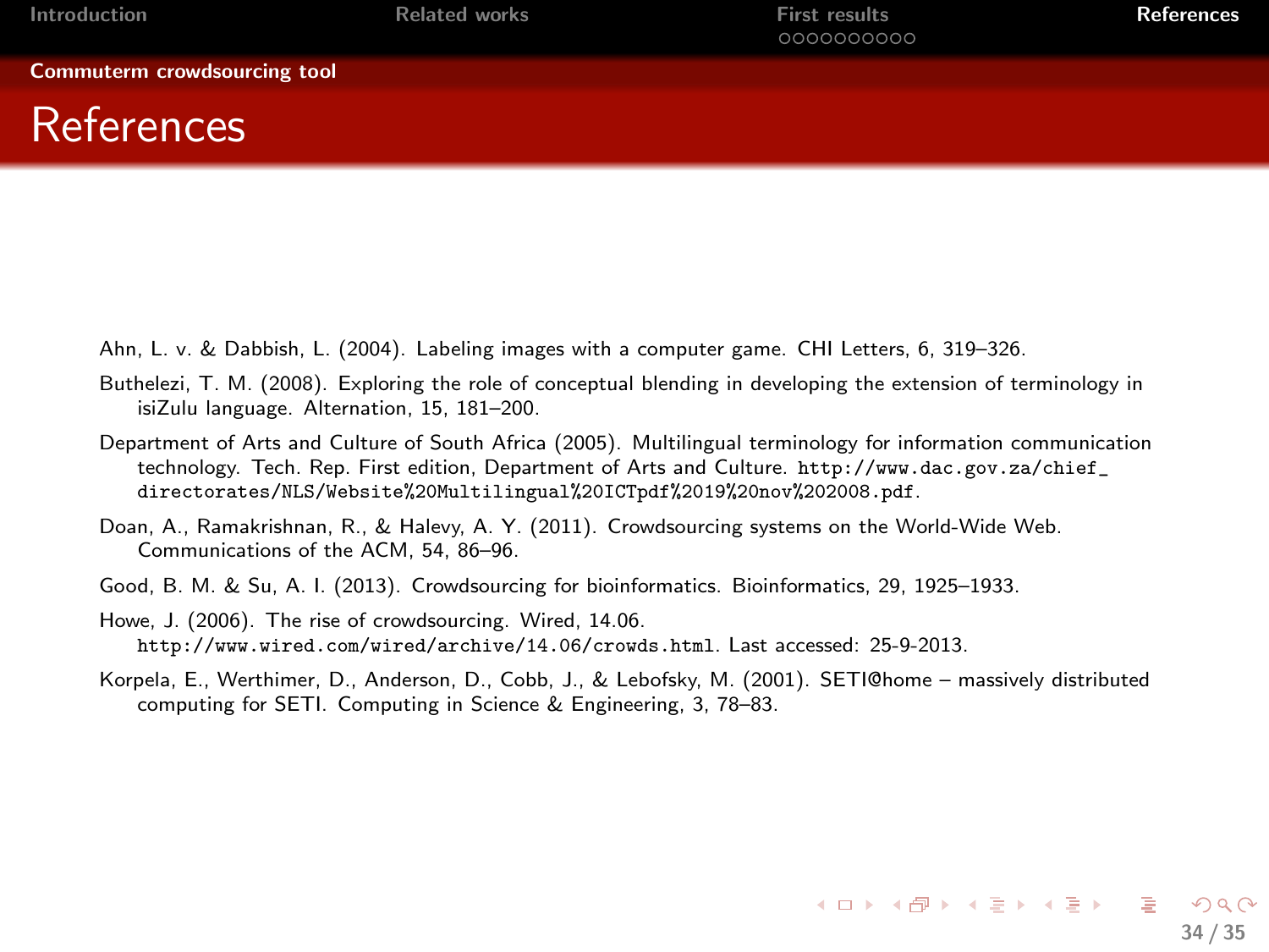# References

Ahn, L. v. & Dabbish, L. (2004). Labeling images with a computer game. CHI Letters, 6, 319–326.

Buthelezi, T. M. (2008). Exploring the role of conceptual blending in developing the extension of terminology in isiZulu language. Alternation, 15, 181–200.

Department of Arts and Culture of South Africa (2005). Multilingual terminology for information communication technology. Tech. Rep. First edition, Department of Arts and Culture. http://www.dac.gov.za/chief_directorates/NLS/Website%20Multilingual%20ICTpdf%2019%20nov%202008.pdf.

Doan, A., Ramakrishnan, R., & Halevy, A. Y. (2011). Crowdsourcing systems on the World-Wide Web. Communications of the ACM, 54, 86–96.

Good, B. M. & Su, A. I. (2013). Crowdsourcing for bioinformatics. Bioinformatics, 29, 1925–1933.

Howe, J. (2006). The rise of crowdsourcing. Wired, 14.06. http://www.wired.com/wired/archive/14.06/crowds.html. Last accessed: 25-9-2013.

Korpela, E., Werthimer, D., Anderson, D., Cobb, J., & Lebofsky, M. (2001). SETI@home – massively distributed computing for SETI. Computing in Science & Engineering, 3, 78–83.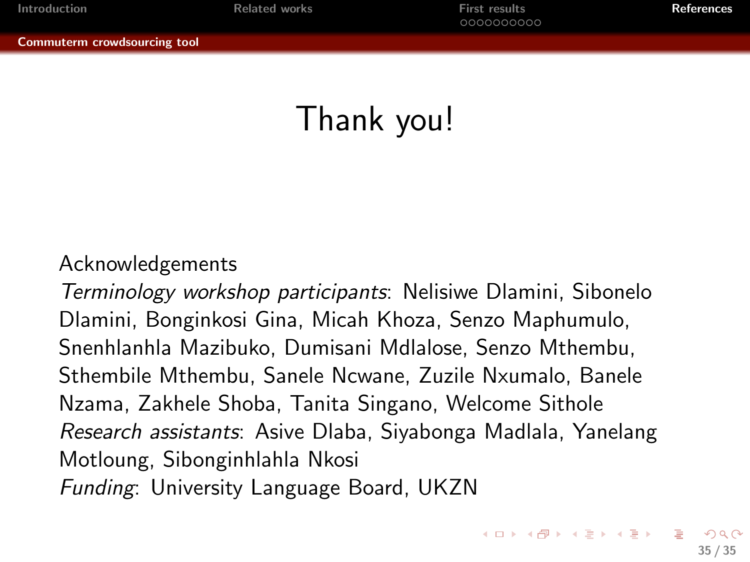# Thank you!

Acknowledgements

*Terminology workshop participants*: Nelisiwe Dlamini, Sibonelo Dlamini, Bonginkosi Gina, Micah Khoza, Senzo Maphumulo, Snenhlanhla Mazibuko, Dumisani Mdlalose, Senzo Mthembu, Sthembile Mthembu, Sanele Ncwane, Zuzile Nxumalo, Banele Nzama, Zakhele Shoba, Tanita Singano, Welcome Sithole

*Research assistants*: Asive Dlaba, Siyabonga Madlala, Yanelang Motloung, Sibonginhlahla Nkosi

*Funding*: University Language Board, UKZN